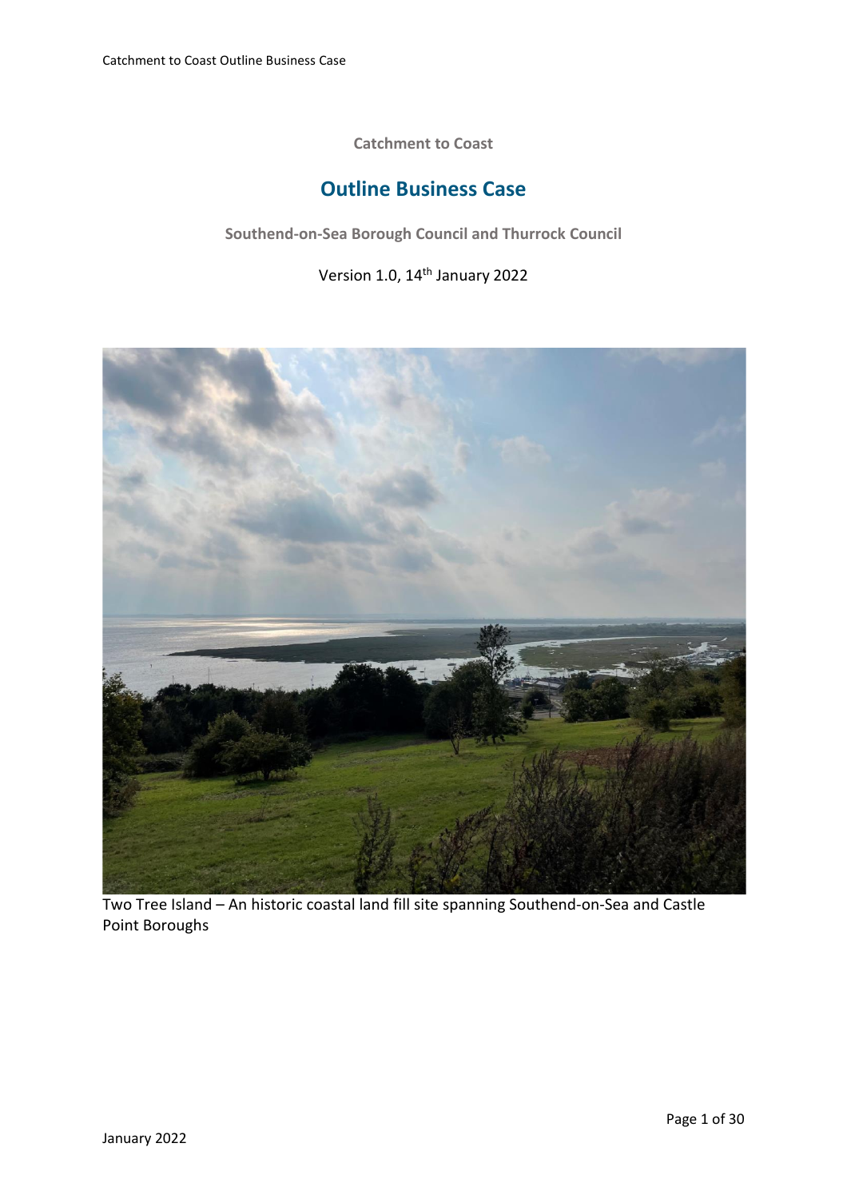**Catchment to Coast**

# Outline Business Case

**Southend-on-Sea Borough Council and Thurrock Council**

Version 1.0, 14th January 2022

Two Tree Island – An historic coastal land fill site spanning Southend-on-Sea and Castle Point Boroughs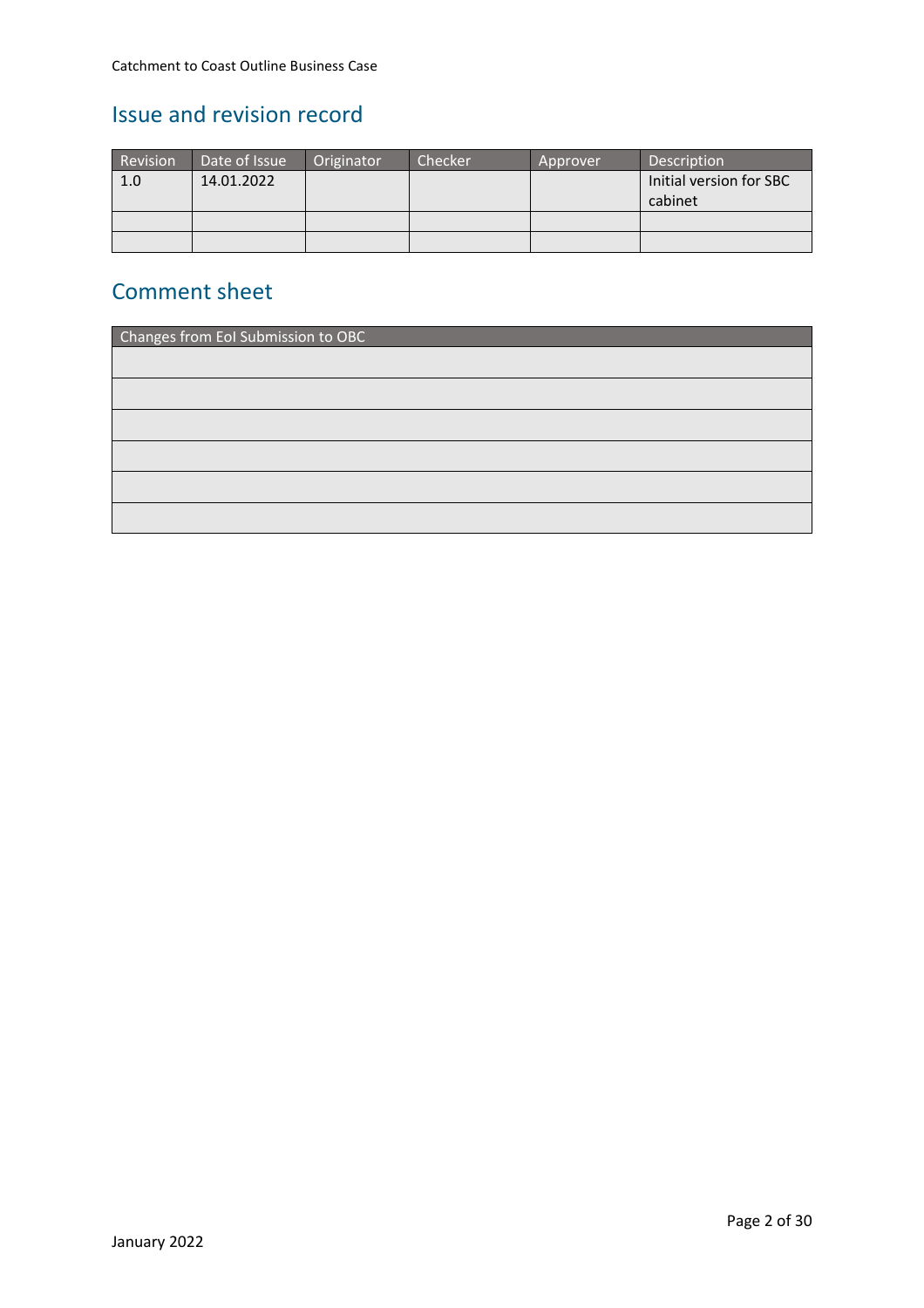## Issue and revision record

| Revision | Date of Issue | Originator | Checker | Approver | Description |
|---|---|---|---|---|---|
| 1.0 | 14.01.2022 | | | | Initial version for SBC cabinet |
| | | | | | |
| | | | | | |

## Comment sheet

| Changes from EoI Submission to OBC |
|---|
| |
| |
| |
| |
| |
| |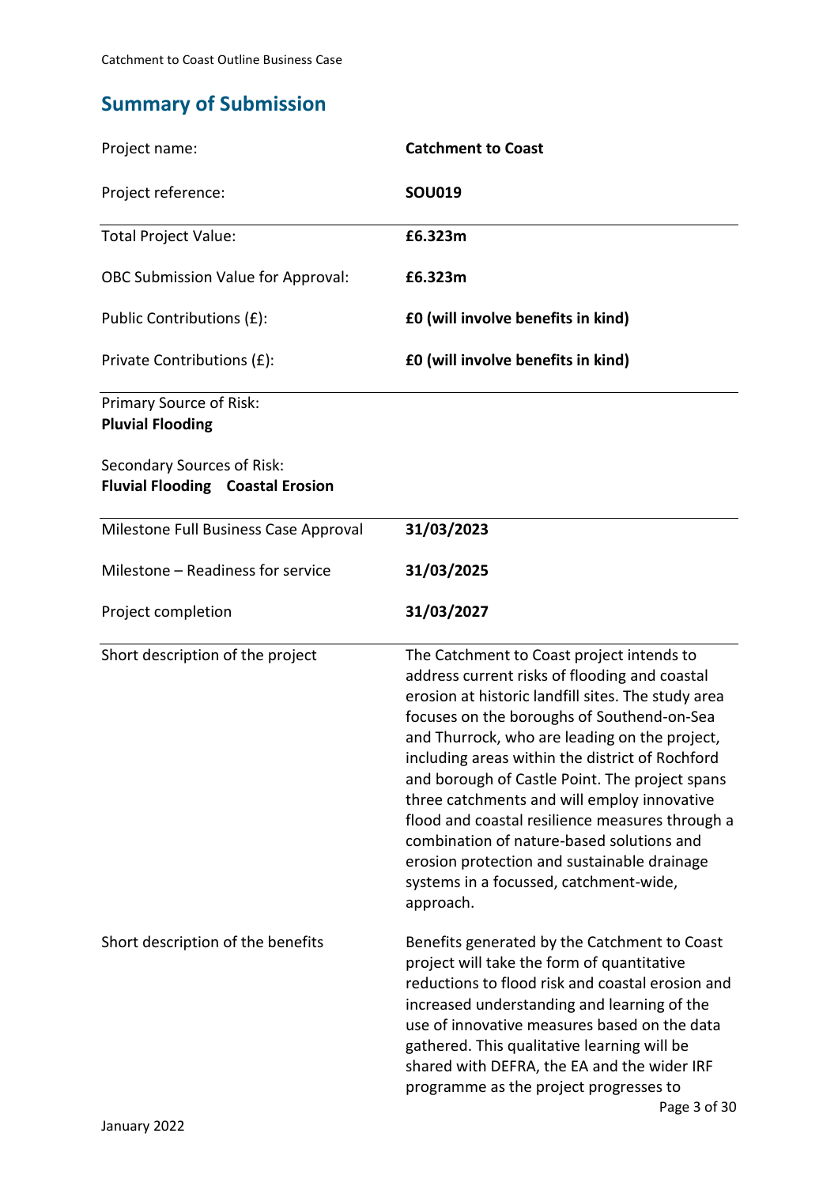## Summary of Submission

| | |
|---|---|
| Project name: | **Catchment to Coast** |
| Project reference: | **SOU019** |
| Total Project Value: | **£6.323m** |
| OBC Submission Value for Approval: | **£6.323m** |
| Public Contributions (£): | **£0 (will involve benefits in kind)** |
| Private Contributions (£): | **£0 (will involve benefits in kind)** |

Primary Source of Risk:
**Pluvial Flooding**

Secondary Sources of Risk:
**Fluvial Flooding Coastal Erosion**

| | |
|---|---|
| Milestone Full Business Case Approval | **31/03/2023** |
| Milestone – Readiness for service | **31/03/2025** |
| Project completion | **31/03/2027** |
| Short description of the project | The Catchment to Coast project intends to address current risks of flooding and coastal erosion at historic landfill sites. The study area focuses on the boroughs of Southend-on-Sea and Thurrock, who are leading on the project, including areas within the district of Rochford and borough of Castle Point. The project spans three catchments and will employ innovative flood and coastal resilience measures through a combination of nature-based solutions and erosion protection and sustainable drainage systems in a focussed, catchment-wide, approach. |
| Short description of the benefits | Benefits generated by the Catchment to Coast project will take the form of quantitative reductions to flood risk and coastal erosion and increased understanding and learning of the use of innovative measures based on the data gathered. This qualitative learning will be shared with DEFRA, the EA and the wider IRF programme as the project progresses to |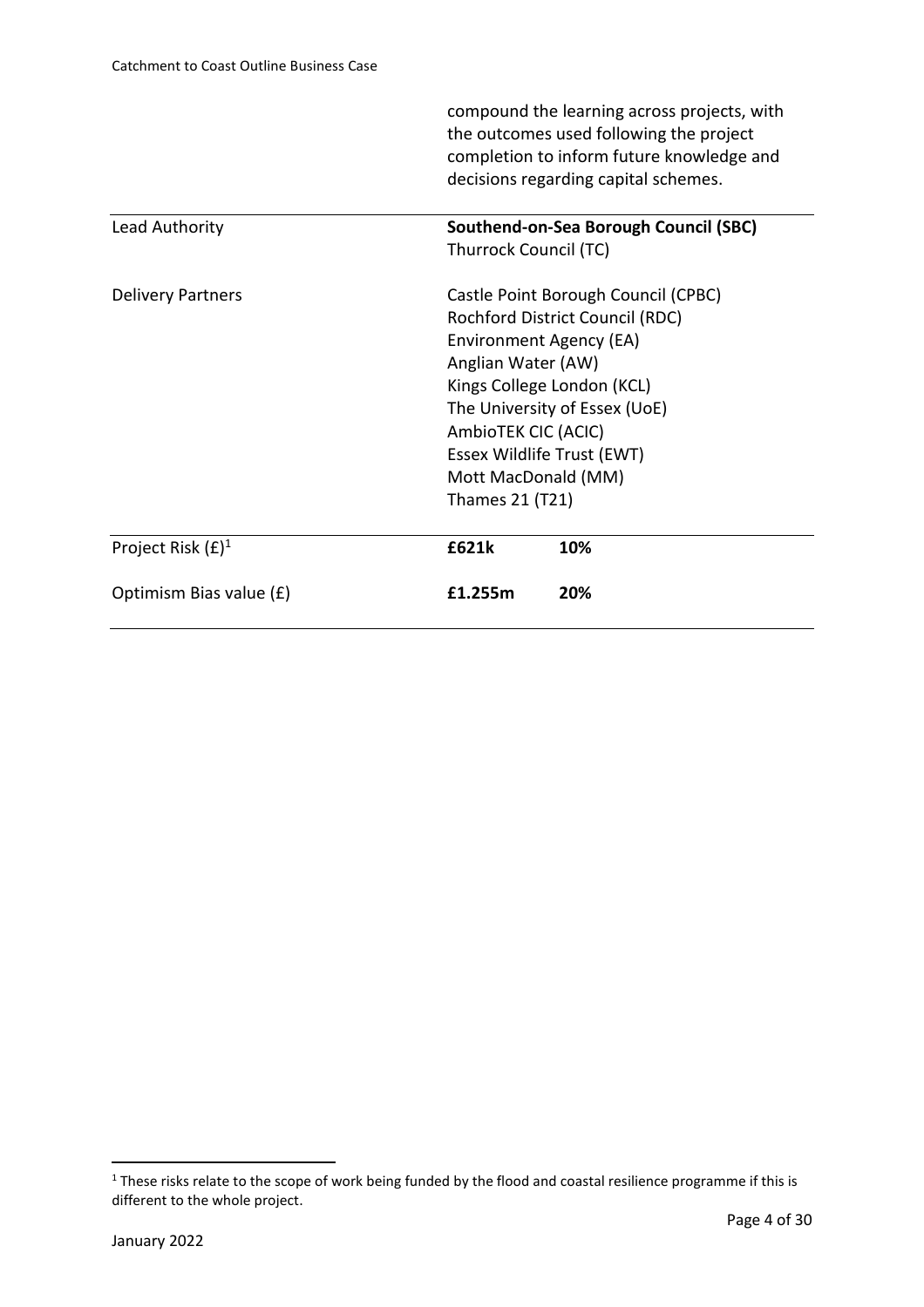| | | |
|---|---|---|
| | compound the learning across projects, with the outcomes used following the project completion to inform future knowledge and decisions regarding capital schemes. | |
| Lead Authority | **Southend-on-Sea Borough Council (SBC)**<br>Thurrock Council (TC) | |
| Delivery Partners | Castle Point Borough Council (CPBC)<br>Rochford District Council (RDC)<br>Environment Agency (EA)<br>Anglian Water (AW)<br>Kings College London (KCL)<br>The University of Essex (UoE)<br>AmbioTEK CIC (ACIC)<br>Essex Wildlife Trust (EWT)<br>Mott MacDonald (MM)<br>Thames 21 (T21) | |
| Project Risk (£)[1] | **£621k** | **10%** |
| Optimism Bias value (£) | **£1.255m** | **20%** |

[1] These risks relate to the scope of work being funded by the flood and coastal resilience programme if this is different to the whole project.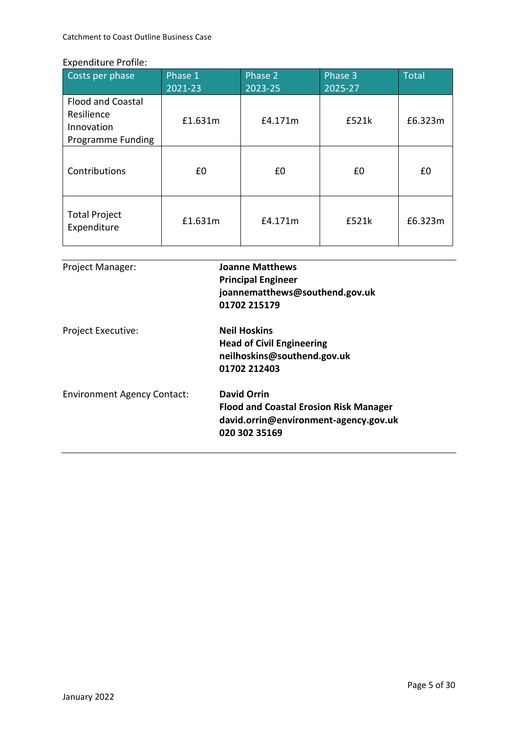Expenditure Profile:

| Costs per phase | Phase 1 2021-23 | Phase 2 2023-25 | Phase 3 2025-27 | Total |
|---|---|---|---|---|
| Flood and Coastal Resilience Innovation Programme Funding | £1.631m | £4.171m | £521k | £6.323m |
| Contributions | £0 | £0 | £0 | £0 |
| Total Project Expenditure | £1.631m | £4.171m | £521k | £6.323m |

Project Manager:

**Joanne Matthews**
**Principal Engineer**
**joannematthews@southend.gov.uk**
**01702 215179**

Project Executive:

**Neil Hoskins**
**Head of Civil Engineering**
**neilhoskins@southend.gov.uk**
**01702 212403**

Environment Agency Contact:

**David Orrin**
**Flood and Coastal Erosion Risk Manager**
**david.orrin@environment-agency.gov.uk**
**020 302 35169**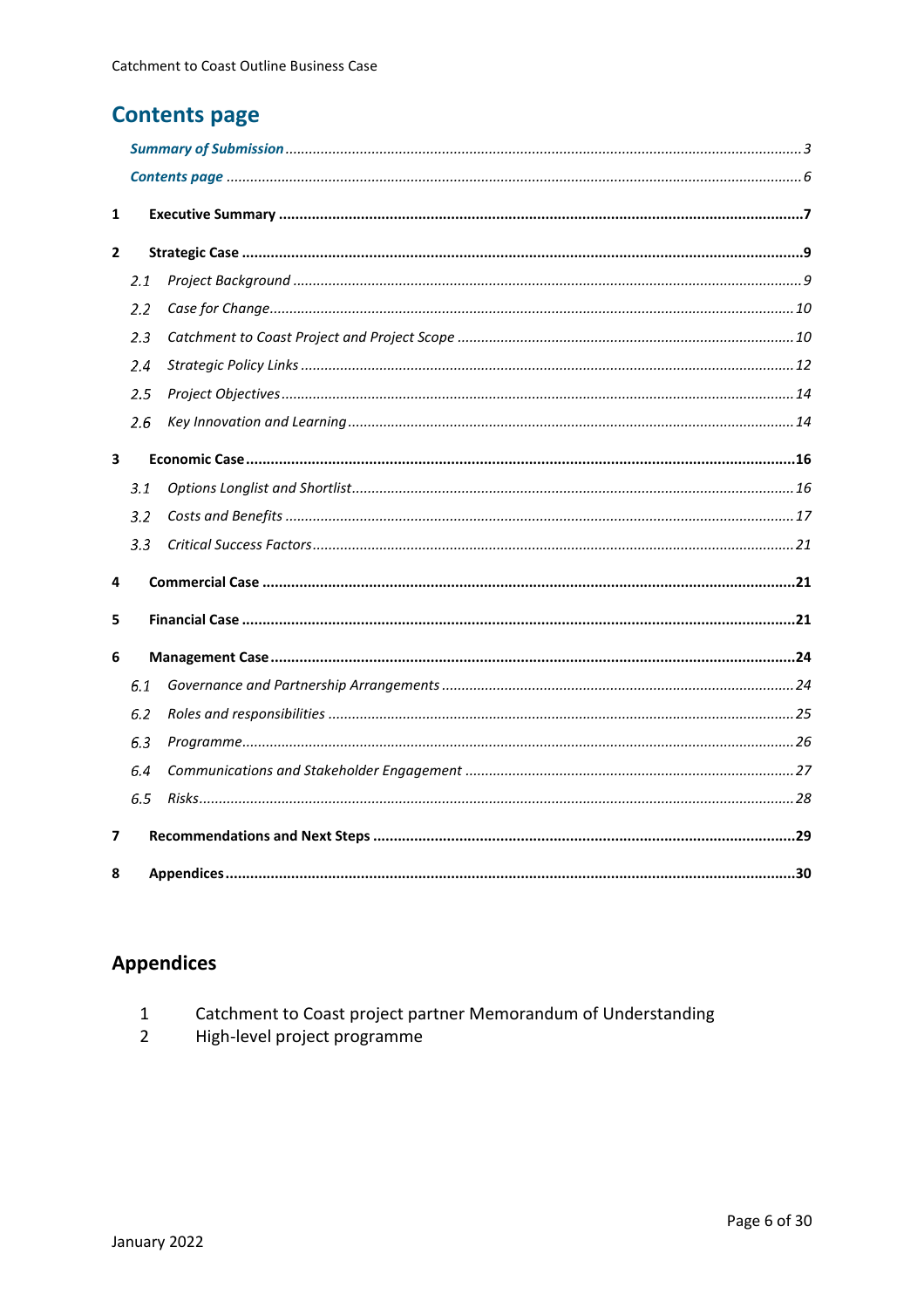# Contents page

*Summary of Submission* ........ 3

*Contents page* ........ 6

**1 Executive Summary** ........ **7**

**2 Strategic Case** ........ **9**

- *2.1 Project Background* ........ 9
- *2.2 Case for Change* ........ 10
- *2.3 Catchment to Coast Project and Project Scope* ........ 10
- *2.4 Strategic Policy Links* ........ 12
- *2.5 Project Objectives* ........ 14
- *2.6 Key Innovation and Learning* ........ 14

**3 Economic Case** ........ **16**

- *3.1 Options Longlist and Shortlist* ........ 16
- *3.2 Costs and Benefits* ........ 17
- *3.3 Critical Success Factors* ........ 21

**4 Commercial Case** ........ **21**

**5 Financial Case** ........ **21**

**6 Management Case** ........ **24**

- *6.1 Governance and Partnership Arrangements* ........ 24
- *6.2 Roles and responsibilities* ........ 25
- *6.3 Programme* ........ 26
- *6.4 Communications and Stakeholder Engagement* ........ 27
- *6.5 Risks* ........ 28

**7 Recommendations and Next Steps** ........ **29**

**8 Appendices** ........ **30**

## Appendices

1. Catchment to Coast project partner Memorandum of Understanding
2. High-level project programme

January 2022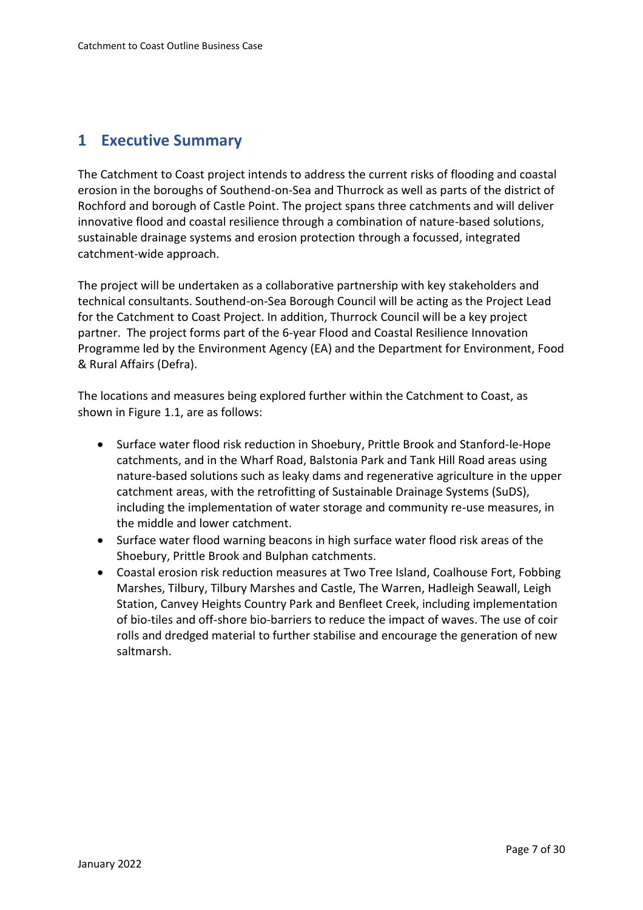# 1 Executive Summary

The Catchment to Coast project intends to address the current risks of flooding and coastal erosion in the boroughs of Southend-on-Sea and Thurrock as well as parts of the district of Rochford and borough of Castle Point. The project spans three catchments and will deliver innovative flood and coastal resilience through a combination of nature-based solutions, sustainable drainage systems and erosion protection through a focussed, integrated catchment-wide approach.

The project will be undertaken as a collaborative partnership with key stakeholders and technical consultants. Southend-on-Sea Borough Council will be acting as the Project Lead for the Catchment to Coast Project. In addition, Thurrock Council will be a key project partner. The project forms part of the 6-year Flood and Coastal Resilience Innovation Programme led by the Environment Agency (EA) and the Department for Environment, Food & Rural Affairs (Defra).

The locations and measures being explored further within the Catchment to Coast, as shown in Figure 1.1, are as follows:

- Surface water flood risk reduction in Shoebury, Prittle Brook and Stanford-le-Hope catchments, and in the Wharf Road, Balstonia Park and Tank Hill Road areas using nature-based solutions such as leaky dams and regenerative agriculture in the upper catchment areas, with the retrofitting of Sustainable Drainage Systems (SuDS), including the implementation of water storage and community re-use measures, in the middle and lower catchment.
- Surface water flood warning beacons in high surface water flood risk areas of the Shoebury, Prittle Brook and Bulphan catchments.
- Coastal erosion risk reduction measures at Two Tree Island, Coalhouse Fort, Fobbing Marshes, Tilbury, Tilbury Marshes and Castle, The Warren, Hadleigh Seawall, Leigh Station, Canvey Heights Country Park and Benfleet Creek, including implementation of bio-tiles and off-shore bio-barriers to reduce the impact of waves. The use of coir rolls and dredged material to further stabilise and encourage the generation of new saltmarsh.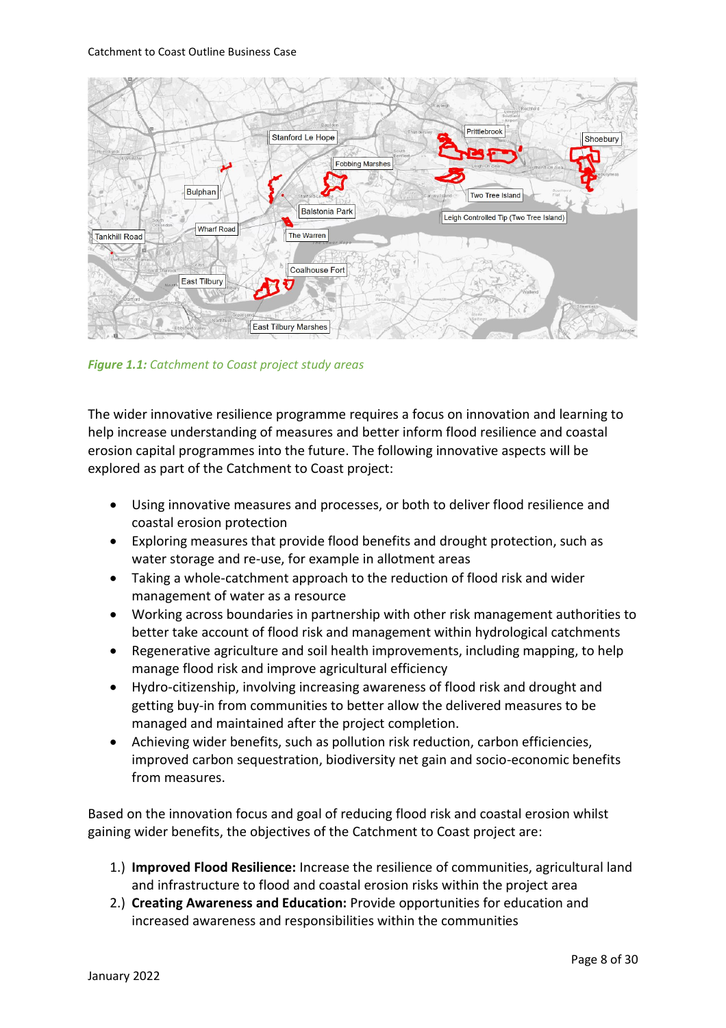*Figure 1.1: Catchment to Coast project study areas*

The wider innovative resilience programme requires a focus on innovation and learning to help increase understanding of measures and better inform flood resilience and coastal erosion capital programmes into the future. The following innovative aspects will be explored as part of the Catchment to Coast project:

- Using innovative measures and processes, or both to deliver flood resilience and coastal erosion protection
- Exploring measures that provide flood benefits and drought protection, such as water storage and re-use, for example in allotment areas
- Taking a whole-catchment approach to the reduction of flood risk and wider management of water as a resource
- Working across boundaries in partnership with other risk management authorities to better take account of flood risk and management within hydrological catchments
- Regenerative agriculture and soil health improvements, including mapping, to help manage flood risk and improve agricultural efficiency
- Hydro-citizenship, involving increasing awareness of flood risk and drought and getting buy-in from communities to better allow the delivered measures to be managed and maintained after the project completion.
- Achieving wider benefits, such as pollution risk reduction, carbon efficiencies, improved carbon sequestration, biodiversity net gain and socio-economic benefits from measures.

Based on the innovation focus and goal of reducing flood risk and coastal erosion whilst gaining wider benefits, the objectives of the Catchment to Coast project are:

1.) **Improved Flood Resilience:** Increase the resilience of communities, agricultural land and infrastructure to flood and coastal erosion risks within the project area
2.) **Creating Awareness and Education:** Provide opportunities for education and increased awareness and responsibilities within the communities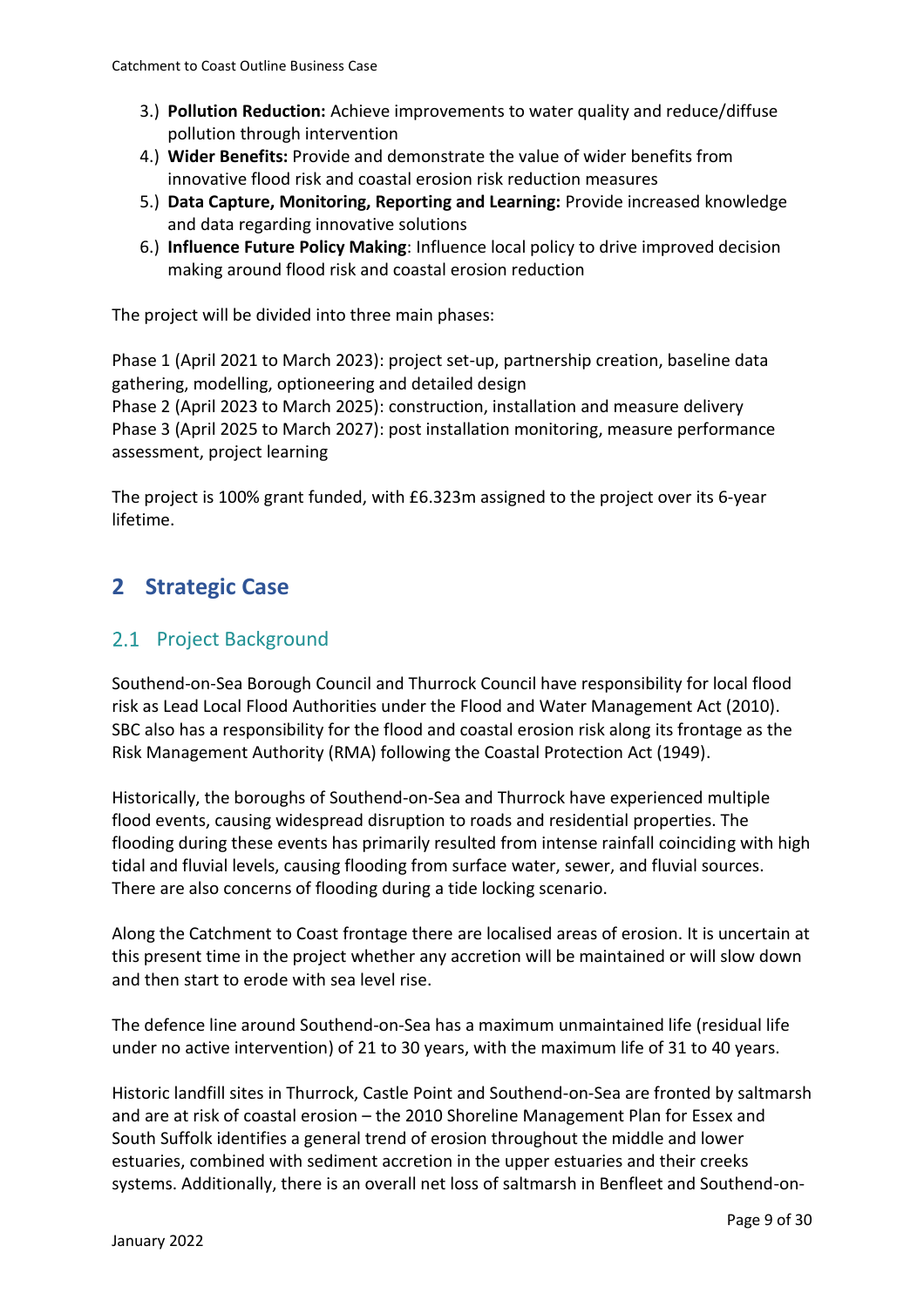3.) **Pollution Reduction:** Achieve improvements to water quality and reduce/diffuse pollution through intervention
4.) **Wider Benefits:** Provide and demonstrate the value of wider benefits from innovative flood risk and coastal erosion risk reduction measures
5.) **Data Capture, Monitoring, Reporting and Learning:** Provide increased knowledge and data regarding innovative solutions
6.) **Influence Future Policy Making**: Influence local policy to drive improved decision making around flood risk and coastal erosion reduction

The project will be divided into three main phases:

Phase 1 (April 2021 to March 2023): project set-up, partnership creation, baseline data gathering, modelling, optioneering and detailed design
Phase 2 (April 2023 to March 2025): construction, installation and measure delivery
Phase 3 (April 2025 to March 2027): post installation monitoring, measure performance assessment, project learning

The project is 100% grant funded, with £6.323m assigned to the project over its 6-year lifetime.

# 2 Strategic Case

## 2.1 Project Background

Southend-on-Sea Borough Council and Thurrock Council have responsibility for local flood risk as Lead Local Flood Authorities under the Flood and Water Management Act (2010). SBC also has a responsibility for the flood and coastal erosion risk along its frontage as the Risk Management Authority (RMA) following the Coastal Protection Act (1949).

Historically, the boroughs of Southend-on-Sea and Thurrock have experienced multiple flood events, causing widespread disruption to roads and residential properties. The flooding during these events has primarily resulted from intense rainfall coinciding with high tidal and fluvial levels, causing flooding from surface water, sewer, and fluvial sources. There are also concerns of flooding during a tide locking scenario.

Along the Catchment to Coast frontage there are localised areas of erosion. It is uncertain at this present time in the project whether any accretion will be maintained or will slow down and then start to erode with sea level rise.

The defence line around Southend-on-Sea has a maximum unmaintained life (residual life under no active intervention) of 21 to 30 years, with the maximum life of 31 to 40 years.

Historic landfill sites in Thurrock, Castle Point and Southend-on-Sea are fronted by saltmarsh and are at risk of coastal erosion – the 2010 Shoreline Management Plan for Essex and South Suffolk identifies a general trend of erosion throughout the middle and lower estuaries, combined with sediment accretion in the upper estuaries and their creeks systems. Additionally, there is an overall net loss of saltmarsh in Benfleet and Southend-on-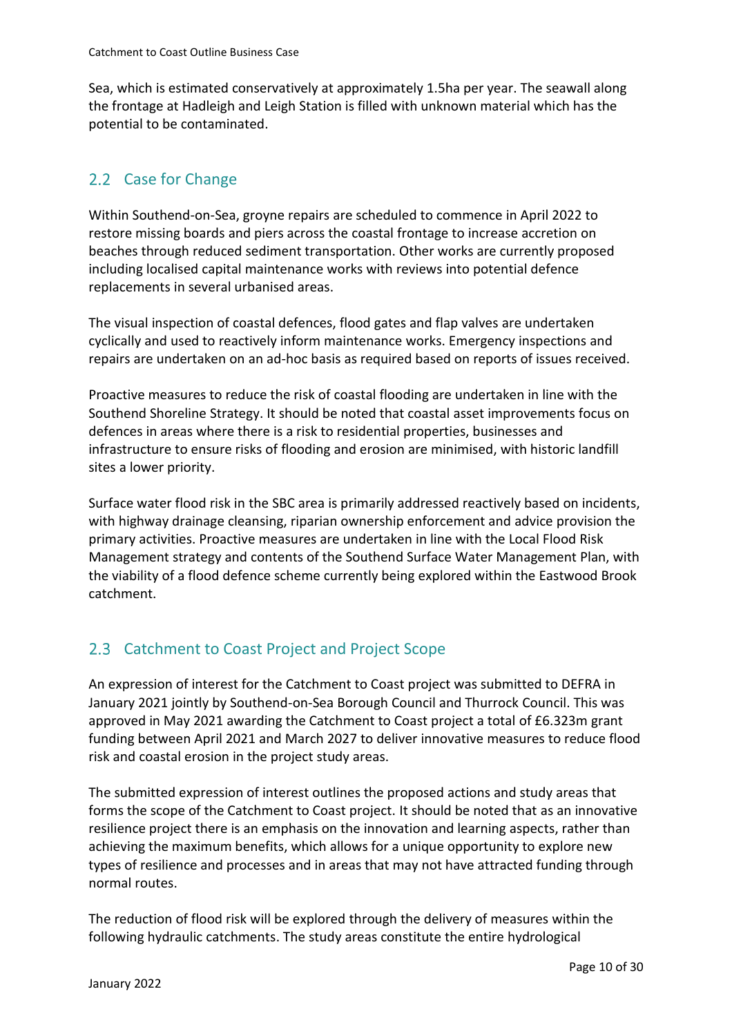Sea, which is estimated conservatively at approximately 1.5ha per year. The seawall along the frontage at Hadleigh and Leigh Station is filled with unknown material which has the potential to be contaminated.

## 2.2 Case for Change

Within Southend-on-Sea, groyne repairs are scheduled to commence in April 2022 to restore missing boards and piers across the coastal frontage to increase accretion on beaches through reduced sediment transportation. Other works are currently proposed including localised capital maintenance works with reviews into potential defence replacements in several urbanised areas.

The visual inspection of coastal defences, flood gates and flap valves are undertaken cyclically and used to reactively inform maintenance works. Emergency inspections and repairs are undertaken on an ad-hoc basis as required based on reports of issues received.

Proactive measures to reduce the risk of coastal flooding are undertaken in line with the Southend Shoreline Strategy. It should be noted that coastal asset improvements focus on defences in areas where there is a risk to residential properties, businesses and infrastructure to ensure risks of flooding and erosion are minimised, with historic landfill sites a lower priority.

Surface water flood risk in the SBC area is primarily addressed reactively based on incidents, with highway drainage cleansing, riparian ownership enforcement and advice provision the primary activities. Proactive measures are undertaken in line with the Local Flood Risk Management strategy and contents of the Southend Surface Water Management Plan, with the viability of a flood defence scheme currently being explored within the Eastwood Brook catchment.

## 2.3 Catchment to Coast Project and Project Scope

An expression of interest for the Catchment to Coast project was submitted to DEFRA in January 2021 jointly by Southend-on-Sea Borough Council and Thurrock Council. This was approved in May 2021 awarding the Catchment to Coast project a total of £6.323m grant funding between April 2021 and March 2027 to deliver innovative measures to reduce flood risk and coastal erosion in the project study areas.

The submitted expression of interest outlines the proposed actions and study areas that forms the scope of the Catchment to Coast project. It should be noted that as an innovative resilience project there is an emphasis on the innovation and learning aspects, rather than achieving the maximum benefits, which allows for a unique opportunity to explore new types of resilience and processes and in areas that may not have attracted funding through normal routes.

The reduction of flood risk will be explored through the delivery of measures within the following hydraulic catchments. The study areas constitute the entire hydrological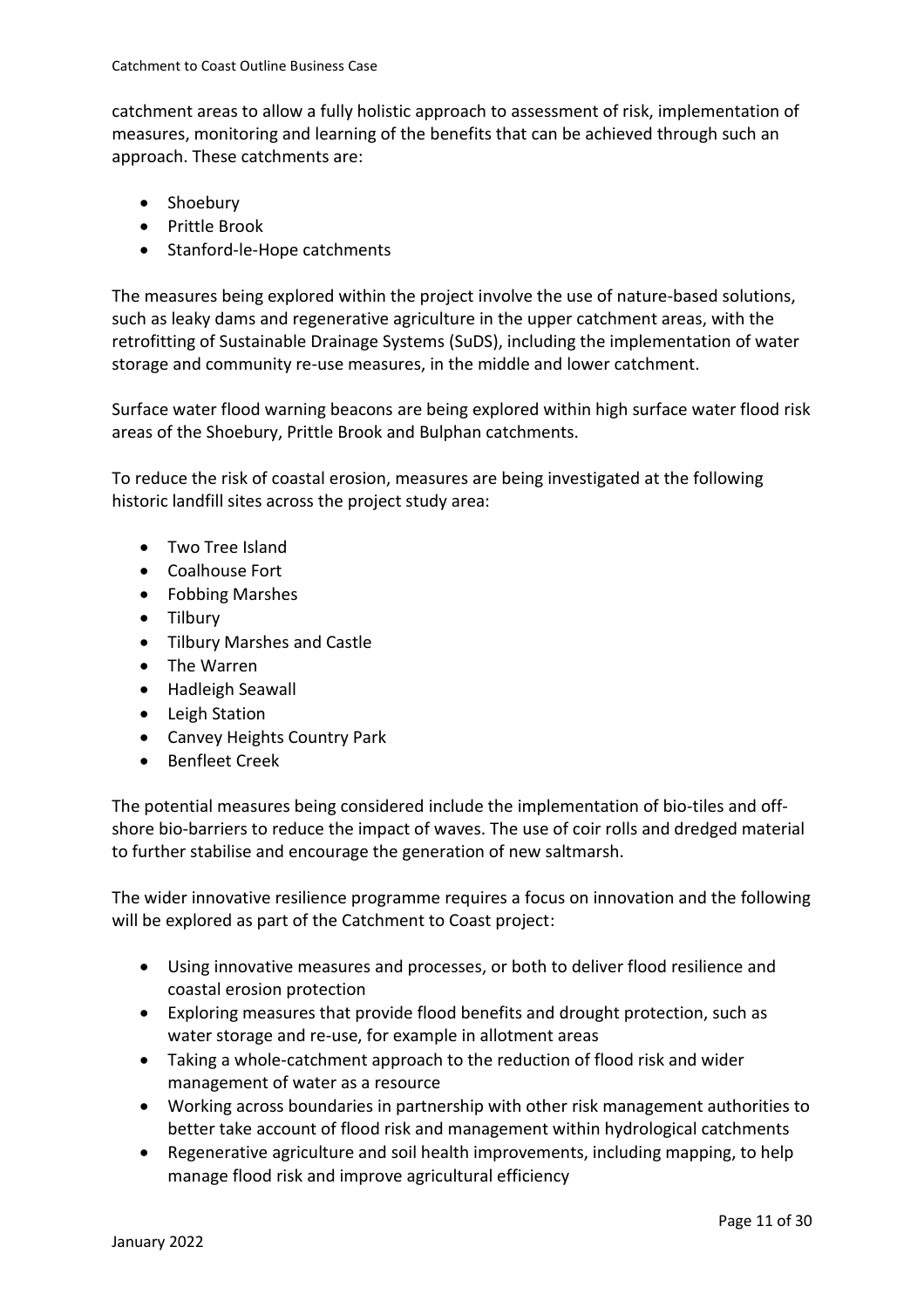catchment areas to allow a fully holistic approach to assessment of risk, implementation of measures, monitoring and learning of the benefits that can be achieved through such an approach. These catchments are:

- Shoebury
- Prittle Brook
- Stanford-le-Hope catchments

The measures being explored within the project involve the use of nature-based solutions, such as leaky dams and regenerative agriculture in the upper catchment areas, with the retrofitting of Sustainable Drainage Systems (SuDS), including the implementation of water storage and community re-use measures, in the middle and lower catchment.

Surface water flood warning beacons are being explored within high surface water flood risk areas of the Shoebury, Prittle Brook and Bulphan catchments.

To reduce the risk of coastal erosion, measures are being investigated at the following historic landfill sites across the project study area:

- Two Tree Island
- Coalhouse Fort
- Fobbing Marshes
- Tilbury
- Tilbury Marshes and Castle
- The Warren
- Hadleigh Seawall
- Leigh Station
- Canvey Heights Country Park
- Benfleet Creek

The potential measures being considered include the implementation of bio-tiles and off-shore bio-barriers to reduce the impact of waves. The use of coir rolls and dredged material to further stabilise and encourage the generation of new saltmarsh.

The wider innovative resilience programme requires a focus on innovation and the following will be explored as part of the Catchment to Coast project:

- Using innovative measures and processes, or both to deliver flood resilience and coastal erosion protection
- Exploring measures that provide flood benefits and drought protection, such as water storage and re-use, for example in allotment areas
- Taking a whole-catchment approach to the reduction of flood risk and wider management of water as a resource
- Working across boundaries in partnership with other risk management authorities to better take account of flood risk and management within hydrological catchments
- Regenerative agriculture and soil health improvements, including mapping, to help manage flood risk and improve agricultural efficiency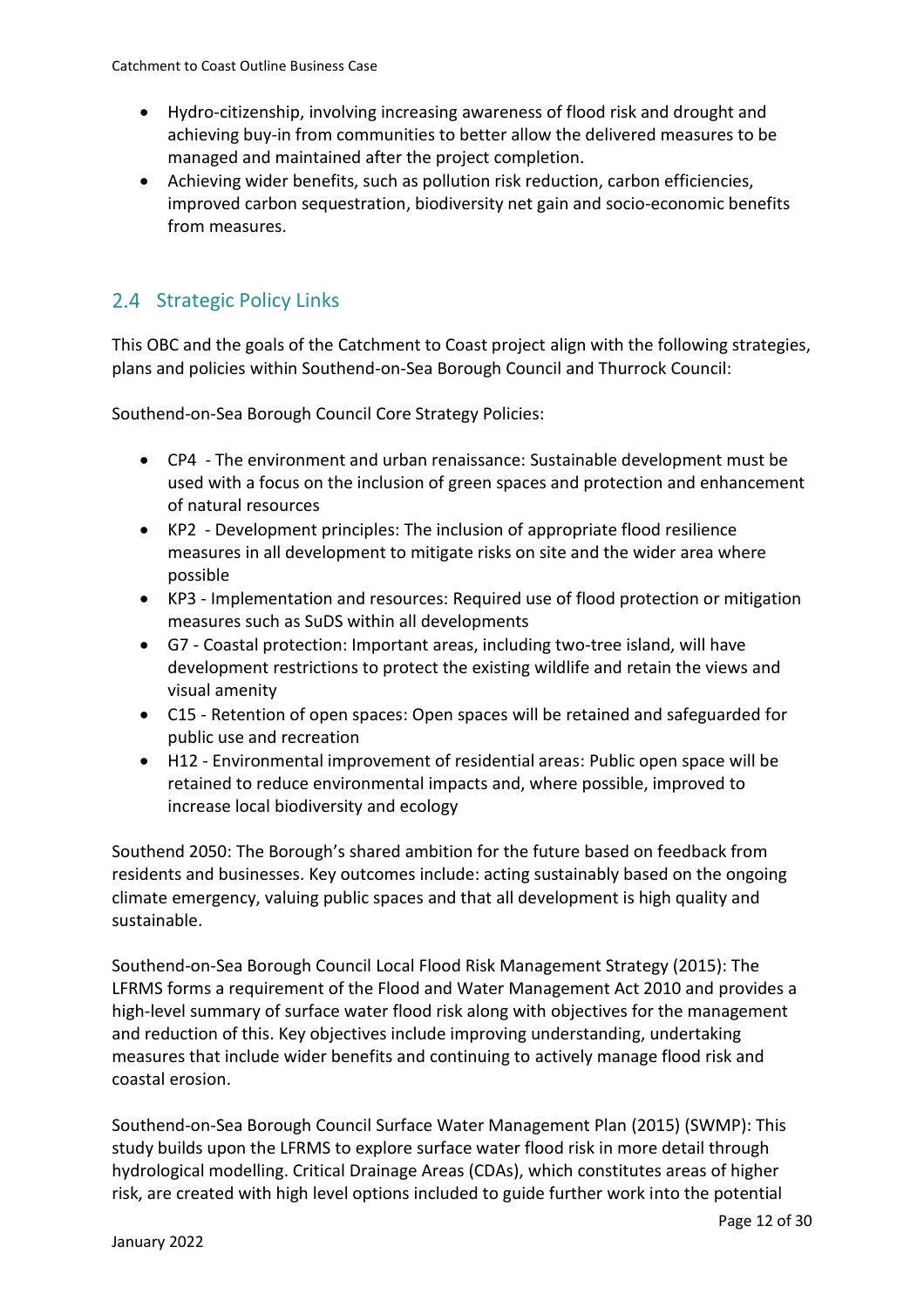- Hydro-citizenship, involving increasing awareness of flood risk and drought and achieving buy-in from communities to better allow the delivered measures to be managed and maintained after the project completion.
- Achieving wider benefits, such as pollution risk reduction, carbon efficiencies, improved carbon sequestration, biodiversity net gain and socio-economic benefits from measures.

## 2.4 Strategic Policy Links

This OBC and the goals of the Catchment to Coast project align with the following strategies, plans and policies within Southend-on-Sea Borough Council and Thurrock Council:

Southend-on-Sea Borough Council Core Strategy Policies:

- CP4 - The environment and urban renaissance: Sustainable development must be used with a focus on the inclusion of green spaces and protection and enhancement of natural resources
- KP2 - Development principles: The inclusion of appropriate flood resilience measures in all development to mitigate risks on site and the wider area where possible
- KP3 - Implementation and resources: Required use of flood protection or mitigation measures such as SuDS within all developments
- G7 - Coastal protection: Important areas, including two-tree island, will have development restrictions to protect the existing wildlife and retain the views and visual amenity
- C15 - Retention of open spaces: Open spaces will be retained and safeguarded for public use and recreation
- H12 - Environmental improvement of residential areas: Public open space will be retained to reduce environmental impacts and, where possible, improved to increase local biodiversity and ecology

Southend 2050: The Borough's shared ambition for the future based on feedback from residents and businesses. Key outcomes include: acting sustainably based on the ongoing climate emergency, valuing public spaces and that all development is high quality and sustainable.

Southend-on-Sea Borough Council Local Flood Risk Management Strategy (2015): The LFRMS forms a requirement of the Flood and Water Management Act 2010 and provides a high-level summary of surface water flood risk along with objectives for the management and reduction of this. Key objectives include improving understanding, undertaking measures that include wider benefits and continuing to actively manage flood risk and coastal erosion.

Southend-on-Sea Borough Council Surface Water Management Plan (2015) (SWMP): This study builds upon the LFRMS to explore surface water flood risk in more detail through hydrological modelling. Critical Drainage Areas (CDAs), which constitutes areas of higher risk, are created with high level options included to guide further work into the potential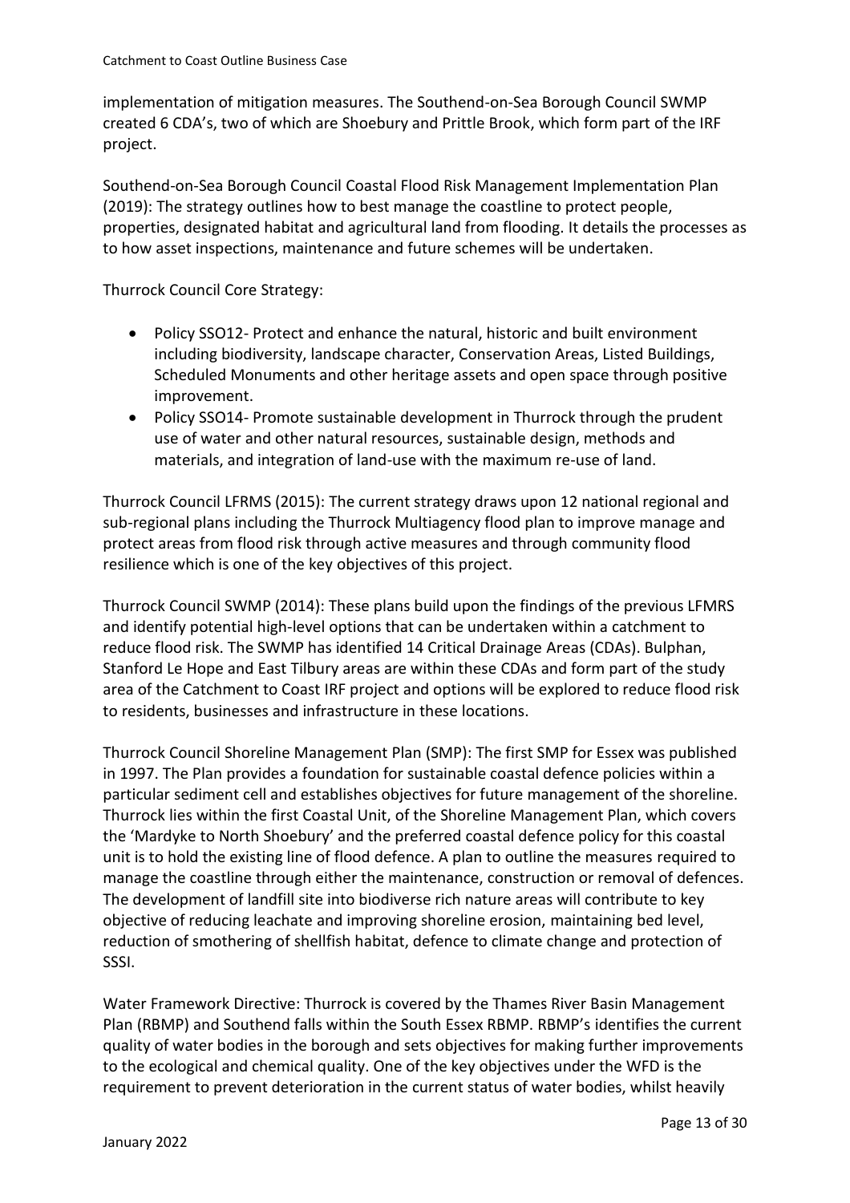implementation of mitigation measures. The Southend-on-Sea Borough Council SWMP created 6 CDA's, two of which are Shoebury and Prittle Brook, which form part of the IRF project.

Southend-on-Sea Borough Council Coastal Flood Risk Management Implementation Plan (2019): The strategy outlines how to best manage the coastline to protect people, properties, designated habitat and agricultural land from flooding. It details the processes as to how asset inspections, maintenance and future schemes will be undertaken.

Thurrock Council Core Strategy:

- Policy SSO12- Protect and enhance the natural, historic and built environment including biodiversity, landscape character, Conservation Areas, Listed Buildings, Scheduled Monuments and other heritage assets and open space through positive improvement.
- Policy SSO14- Promote sustainable development in Thurrock through the prudent use of water and other natural resources, sustainable design, methods and materials, and integration of land-use with the maximum re-use of land.

Thurrock Council LFRMS (2015): The current strategy draws upon 12 national regional and sub-regional plans including the Thurrock Multiagency flood plan to improve manage and protect areas from flood risk through active measures and through community flood resilience which is one of the key objectives of this project.

Thurrock Council SWMP (2014): These plans build upon the findings of the previous LFMRS and identify potential high-level options that can be undertaken within a catchment to reduce flood risk. The SWMP has identified 14 Critical Drainage Areas (CDAs). Bulphan, Stanford Le Hope and East Tilbury areas are within these CDAs and form part of the study area of the Catchment to Coast IRF project and options will be explored to reduce flood risk to residents, businesses and infrastructure in these locations.

Thurrock Council Shoreline Management Plan (SMP): The first SMP for Essex was published in 1997. The Plan provides a foundation for sustainable coastal defence policies within a particular sediment cell and establishes objectives for future management of the shoreline. Thurrock lies within the first Coastal Unit, of the Shoreline Management Plan, which covers the 'Mardyke to North Shoebury' and the preferred coastal defence policy for this coastal unit is to hold the existing line of flood defence. A plan to outline the measures required to manage the coastline through either the maintenance, construction or removal of defences. The development of landfill site into biodiverse rich nature areas will contribute to key objective of reducing leachate and improving shoreline erosion, maintaining bed level, reduction of smothering of shellfish habitat, defence to climate change and protection of SSSI.

Water Framework Directive: Thurrock is covered by the Thames River Basin Management Plan (RBMP) and Southend falls within the South Essex RBMP. RBMP's identifies the current quality of water bodies in the borough and sets objectives for making further improvements to the ecological and chemical quality. One of the key objectives under the WFD is the requirement to prevent deterioration in the current status of water bodies, whilst heavily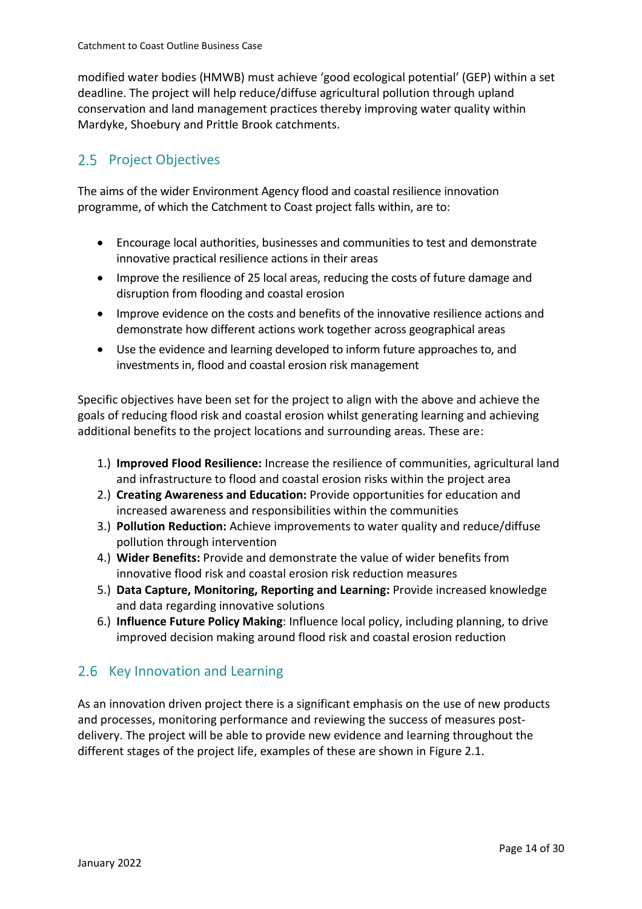modified water bodies (HMWB) must achieve 'good ecological potential' (GEP) within a set deadline. The project will help reduce/diffuse agricultural pollution through upland conservation and land management practices thereby improving water quality within Mardyke, Shoebury and Prittle Brook catchments.

## 2.5 Project Objectives

The aims of the wider Environment Agency flood and coastal resilience innovation programme, of which the Catchment to Coast project falls within, are to:

- Encourage local authorities, businesses and communities to test and demonstrate innovative practical resilience actions in their areas
- Improve the resilience of 25 local areas, reducing the costs of future damage and disruption from flooding and coastal erosion
- Improve evidence on the costs and benefits of the innovative resilience actions and demonstrate how different actions work together across geographical areas
- Use the evidence and learning developed to inform future approaches to, and investments in, flood and coastal erosion risk management

Specific objectives have been set for the project to align with the above and achieve the goals of reducing flood risk and coastal erosion whilst generating learning and achieving additional benefits to the project locations and surrounding areas. These are:

1.) **Improved Flood Resilience:** Increase the resilience of communities, agricultural land and infrastructure to flood and coastal erosion risks within the project area
2.) **Creating Awareness and Education:** Provide opportunities for education and increased awareness and responsibilities within the communities
3.) **Pollution Reduction:** Achieve improvements to water quality and reduce/diffuse pollution through intervention
4.) **Wider Benefits:** Provide and demonstrate the value of wider benefits from innovative flood risk and coastal erosion risk reduction measures
5.) **Data Capture, Monitoring, Reporting and Learning:** Provide increased knowledge and data regarding innovative solutions
6.) **Influence Future Policy Making**: Influence local policy, including planning, to drive improved decision making around flood risk and coastal erosion reduction

## 2.6 Key Innovation and Learning

As an innovation driven project there is a significant emphasis on the use of new products and processes, monitoring performance and reviewing the success of measures post-delivery. The project will be able to provide new evidence and learning throughout the different stages of the project life, examples of these are shown in Figure 2.1.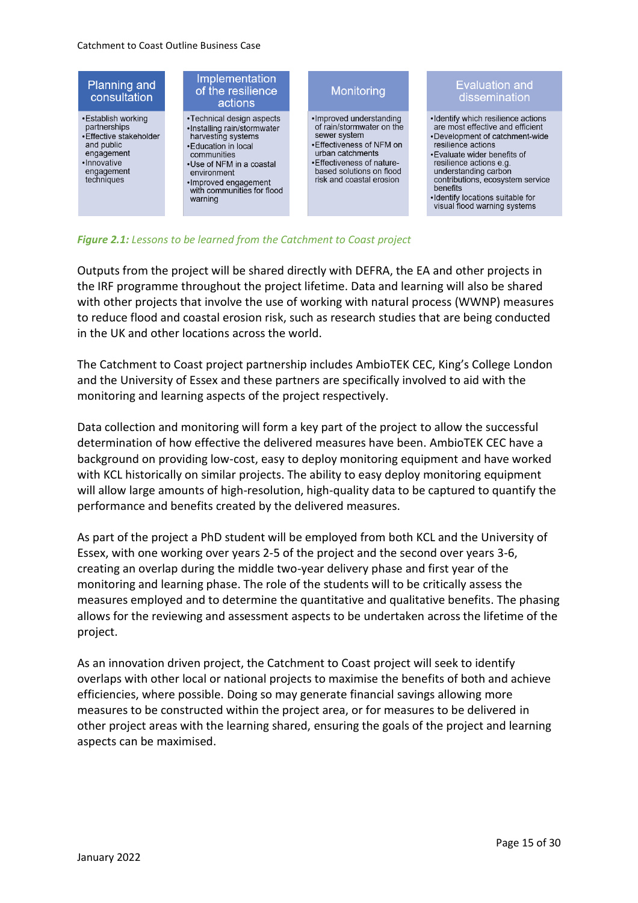| Planning and consultation | Implementation of the resilience actions | Monitoring | Evaluation and dissemination |
|---|---|---|---|
| •Establish working partnerships<br>•Effective stakeholder and public engagement<br>•Innovative engagement techniques | •Technical design aspects<br>•Installing rain/stormwater harvesting systems<br>•Education in local communities<br>•Use of NFM in a coastal environment<br>•Improved engagement with communities for flood warning | •Improved understanding of rain/stormwater on the sewer system<br>•Effectiveness of NFM on urban catchments<br>•Effectiveness of nature-based solutions on flood risk and coastal erosion | •Identify which resilience actions are most effective and efficient<br>•Development of catchment-wide resilience actions<br>•Evaluate wider benefits of resilience actions e.g. understanding carbon contributions, ecosystem service benefits<br>•Identify locations suitable for visual flood warning systems |

***Figure 2.1:*** *Lessons to be learned from the Catchment to Coast project*

Outputs from the project will be shared directly with DEFRA, the EA and other projects in the IRF programme throughout the project lifetime. Data and learning will also be shared with other projects that involve the use of working with natural process (WWNP) measures to reduce flood and coastal erosion risk, such as research studies that are being conducted in the UK and other locations across the world.

The Catchment to Coast project partnership includes AmbioTEK CEC, King's College London and the University of Essex and these partners are specifically involved to aid with the monitoring and learning aspects of the project respectively.

Data collection and monitoring will form a key part of the project to allow the successful determination of how effective the delivered measures have been. AmbioTEK CEC have a background on providing low-cost, easy to deploy monitoring equipment and have worked with KCL historically on similar projects. The ability to easy deploy monitoring equipment will allow large amounts of high-resolution, high-quality data to be captured to quantify the performance and benefits created by the delivered measures.

As part of the project a PhD student will be employed from both KCL and the University of Essex, with one working over years 2-5 of the project and the second over years 3-6, creating an overlap during the middle two-year delivery phase and first year of the monitoring and learning phase. The role of the students will to be critically assess the measures employed and to determine the quantitative and qualitative benefits. The phasing allows for the reviewing and assessment aspects to be undertaken across the lifetime of the project.

As an innovation driven project, the Catchment to Coast project will seek to identify overlaps with other local or national projects to maximise the benefits of both and achieve efficiencies, where possible. Doing so may generate financial savings allowing more measures to be constructed within the project area, or for measures to be delivered in other project areas with the learning shared, ensuring the goals of the project and learning aspects can be maximised.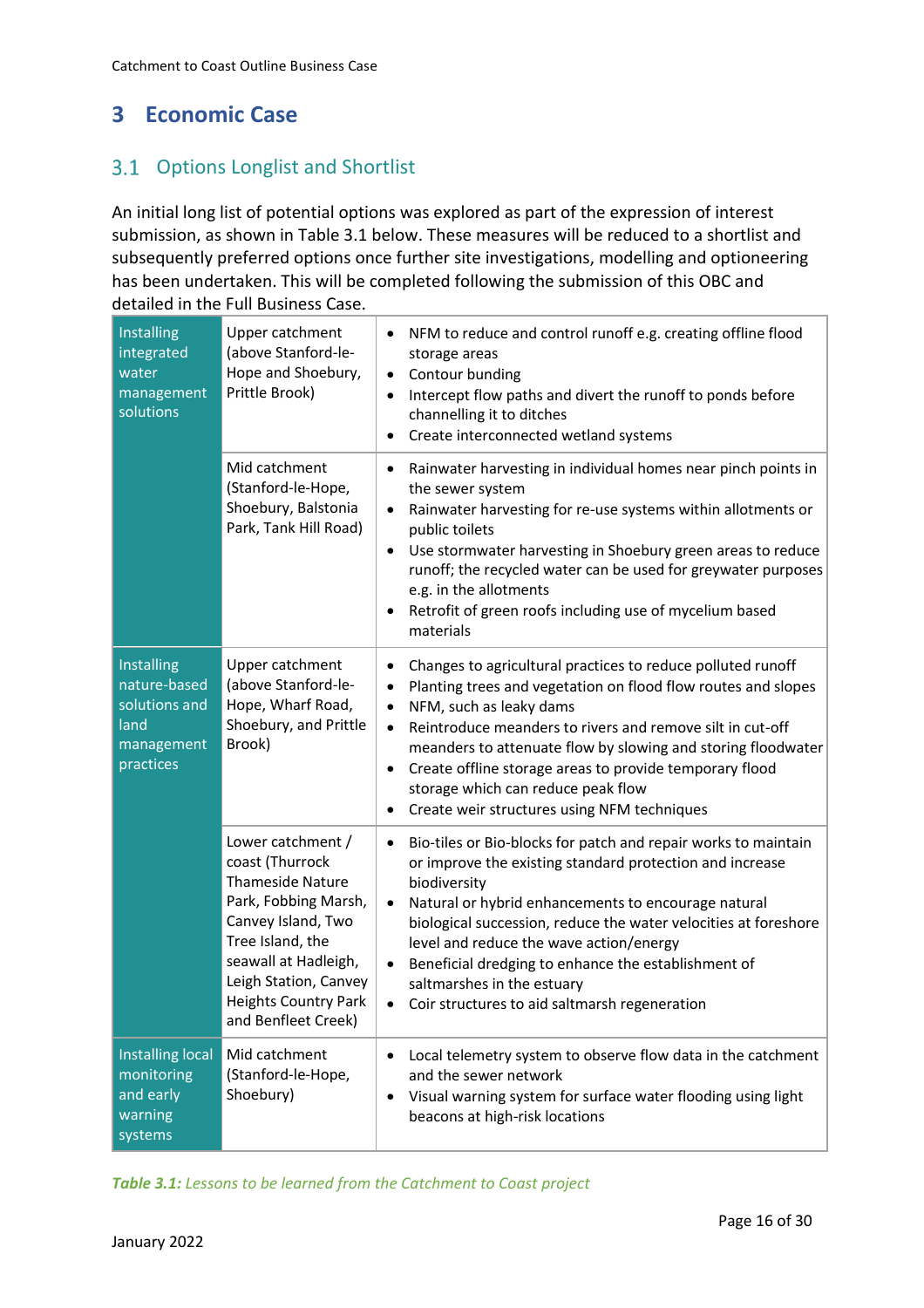# 3 Economic Case

## 3.1 Options Longlist and Shortlist

An initial long list of potential options was explored as part of the expression of interest submission, as shown in Table 3.1 below. These measures will be reduced to a shortlist and subsequently preferred options once further site investigations, modelling and optioneering has been undertaken. This will be completed following the submission of this OBC and detailed in the Full Business Case.

| | | |
|---|---|---|
| Installing integrated water management solutions | Upper catchment (above Stanford-le-Hope and Shoebury, Prittle Brook) | • NFM to reduce and control runoff e.g. creating offline flood storage areas<br>• Contour bunding<br>• Intercept flow paths and divert the runoff to ponds before channelling it to ditches<br>• Create interconnected wetland systems |
| | Mid catchment (Stanford-le-Hope, Shoebury, Balstonia Park, Tank Hill Road) | • Rainwater harvesting in individual homes near pinch points in the sewer system<br>• Rainwater harvesting for re-use systems within allotments or public toilets<br>• Use stormwater harvesting in Shoebury green areas to reduce runoff; the recycled water can be used for greywater purposes e.g. in the allotments<br>• Retrofit of green roofs including use of mycelium based materials |
| Installing nature-based solutions and land management practices | Upper catchment (above Stanford-le-Hope, Wharf Road, Shoebury, and Prittle Brook) | • Changes to agricultural practices to reduce polluted runoff<br>• Planting trees and vegetation on flood flow routes and slopes<br>• NFM, such as leaky dams<br>• Reintroduce meanders to rivers and remove silt in cut-off meanders to attenuate flow by slowing and storing floodwater<br>• Create offline storage areas to provide temporary flood storage which can reduce peak flow<br>• Create weir structures using NFM techniques |
| | Lower catchment / coast (Thurrock Thameside Nature Park, Fobbing Marsh, Canvey Island, Two Tree Island, the seawall at Hadleigh, Leigh Station, Canvey Heights Country Park and Benfleet Creek) | • Bio-tiles or Bio-blocks for patch and repair works to maintain or improve the existing standard protection and increase biodiversity<br>• Natural or hybrid enhancements to encourage natural biological succession, reduce the water velocities at foreshore level and reduce the wave action/energy<br>• Beneficial dredging to enhance the establishment of saltmarshes in the estuary<br>• Coir structures to aid saltmarsh regeneration |
| Installing local monitoring and early warning systems | Mid catchment (Stanford-le-Hope, Shoebury) | • Local telemetry system to observe flow data in the catchment and the sewer network<br>• Visual warning system for surface water flooding using light beacons at high-risk locations |

***Table 3.1:*** *Lessons to be learned from the Catchment to Coast project*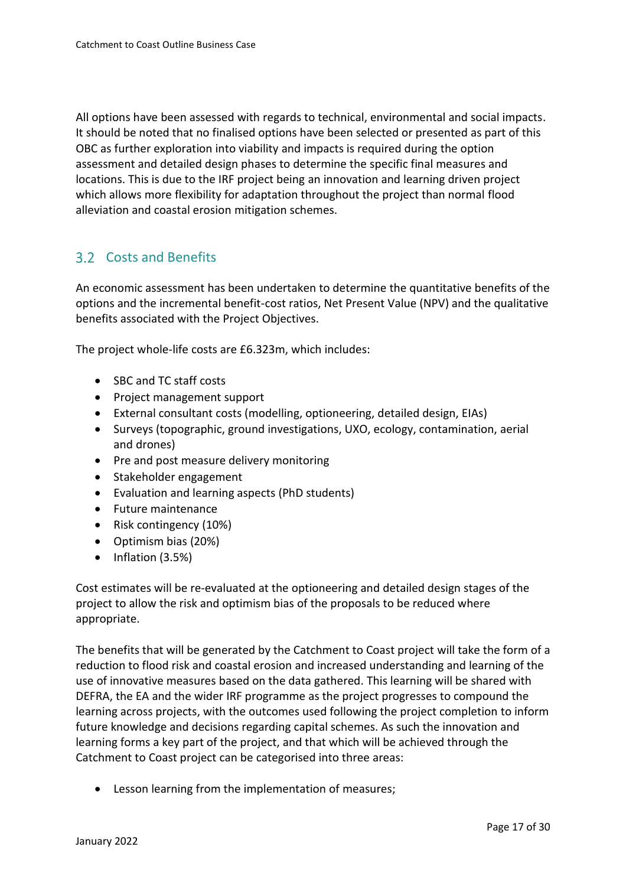All options have been assessed with regards to technical, environmental and social impacts. It should be noted that no finalised options have been selected or presented as part of this OBC as further exploration into viability and impacts is required during the option assessment and detailed design phases to determine the specific final measures and locations. This is due to the IRF project being an innovation and learning driven project which allows more flexibility for adaptation throughout the project than normal flood alleviation and coastal erosion mitigation schemes.

## 3.2 Costs and Benefits

An economic assessment has been undertaken to determine the quantitative benefits of the options and the incremental benefit-cost ratios, Net Present Value (NPV) and the qualitative benefits associated with the Project Objectives.

The project whole-life costs are £6.323m, which includes:

- SBC and TC staff costs
- Project management support
- External consultant costs (modelling, optioneering, detailed design, EIAs)
- Surveys (topographic, ground investigations, UXO, ecology, contamination, aerial and drones)
- Pre and post measure delivery monitoring
- Stakeholder engagement
- Evaluation and learning aspects (PhD students)
- Future maintenance
- Risk contingency (10%)
- Optimism bias (20%)
- Inflation (3.5%)

Cost estimates will be re-evaluated at the optioneering and detailed design stages of the project to allow the risk and optimism bias of the proposals to be reduced where appropriate.

The benefits that will be generated by the Catchment to Coast project will take the form of a reduction to flood risk and coastal erosion and increased understanding and learning of the use of innovative measures based on the data gathered. This learning will be shared with DEFRA, the EA and the wider IRF programme as the project progresses to compound the learning across projects, with the outcomes used following the project completion to inform future knowledge and decisions regarding capital schemes. As such the innovation and learning forms a key part of the project, and that which will be achieved through the Catchment to Coast project can be categorised into three areas:

- Lesson learning from the implementation of measures;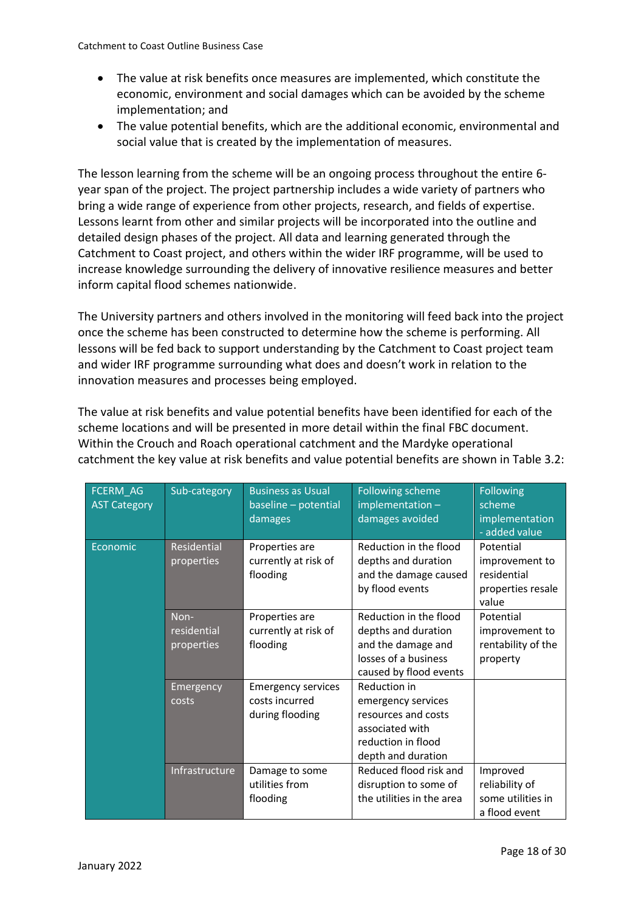- The value at risk benefits once measures are implemented, which constitute the economic, environment and social damages which can be avoided by the scheme implementation; and
- The value potential benefits, which are the additional economic, environmental and social value that is created by the implementation of measures.

The lesson learning from the scheme will be an ongoing process throughout the entire 6-year span of the project. The project partnership includes a wide variety of partners who bring a wide range of experience from other projects, research, and fields of expertise. Lessons learnt from other and similar projects will be incorporated into the outline and detailed design phases of the project. All data and learning generated through the Catchment to Coast project, and others within the wider IRF programme, will be used to increase knowledge surrounding the delivery of innovative resilience measures and better inform capital flood schemes nationwide.

The University partners and others involved in the monitoring will feed back into the project once the scheme has been constructed to determine how the scheme is performing. All lessons will be fed back to support understanding by the Catchment to Coast project team and wider IRF programme surrounding what does and doesn't work in relation to the innovation measures and processes being employed.

The value at risk benefits and value potential benefits have been identified for each of the scheme locations and will be presented in more detail within the final FBC document. Within the Crouch and Roach operational catchment and the Mardyke operational catchment the key value at risk benefits and value potential benefits are shown in Table 3.2:

| FCERM_AG AST Category | Sub-category | Business as Usual baseline – potential damages | Following scheme implementation – damages avoided | Following scheme implementation - added value |
|---|---|---|---|---|
| Economic | Residential properties | Properties are currently at risk of flooding | Reduction in the flood depths and duration and the damage caused by flood events | Potential improvement to residential properties resale value |
| | Non-residential properties | Properties are currently at risk of flooding | Reduction in the flood depths and duration and the damage and losses of a business caused by flood events | Potential improvement to rentability of the property |
| | Emergency costs | Emergency services costs incurred during flooding | Reduction in emergency services resources and costs associated with reduction in flood depth and duration | |
| | Infrastructure | Damage to some utilities from flooding | Reduced flood risk and disruption to some of the utilities in the area | Improved reliability of some utilities in a flood event |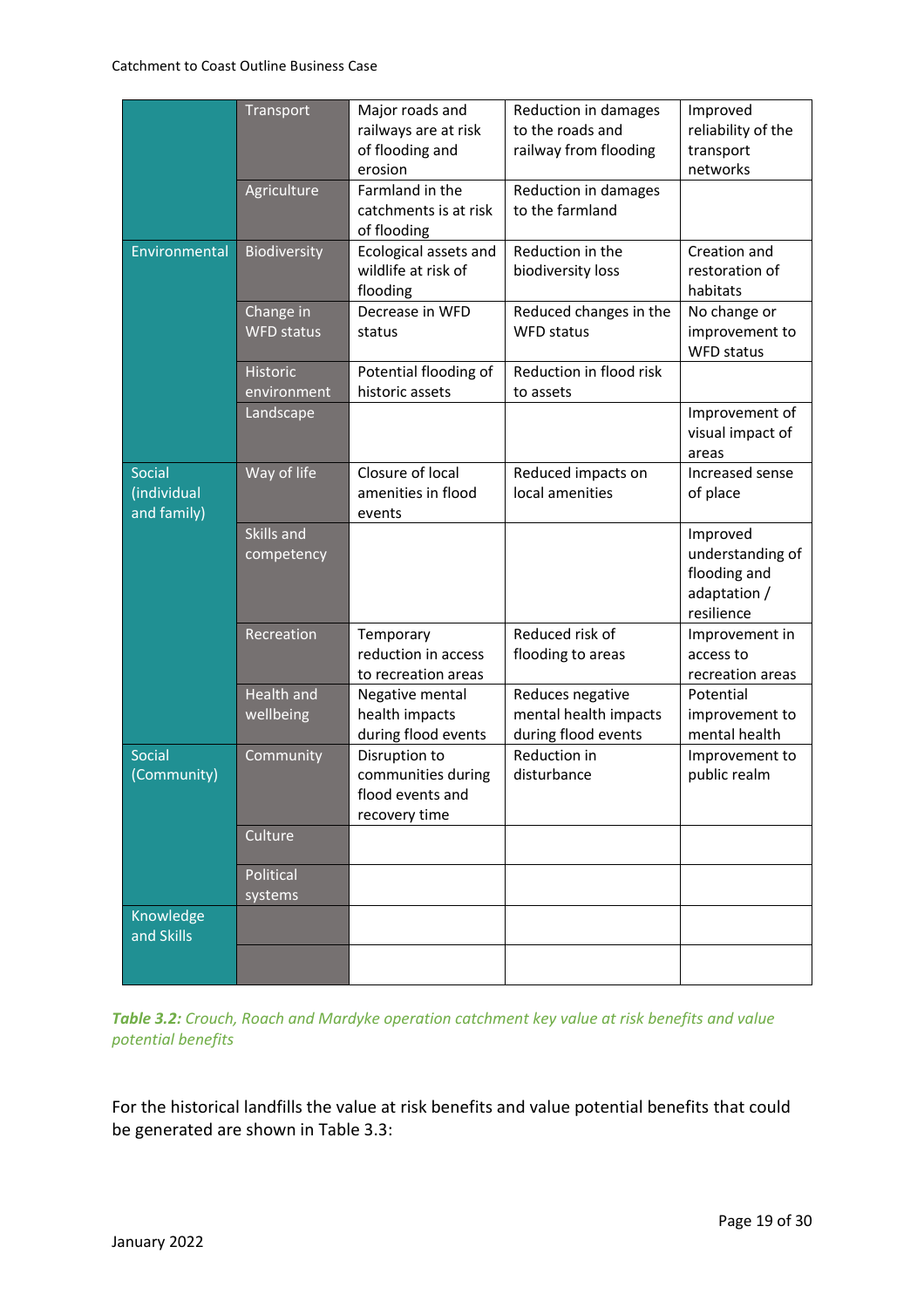| | | | | |
|---|---|---|---|---|
| | Transport | Major roads and railways are at risk of flooding and erosion | Reduction in damages to the roads and railway from flooding | Improved reliability of the transport networks |
| | Agriculture | Farmland in the catchments is at risk of flooding | Reduction in damages to the farmland | |
| Environmental | Biodiversity | Ecological assets and wildlife at risk of flooding | Reduction in the biodiversity loss | Creation and restoration of habitats |
| | Change in WFD status | Decrease in WFD status | Reduced changes in the WFD status | No change or improvement to WFD status |
| | Historic environment | Potential flooding of historic assets | Reduction in flood risk to assets | |
| | Landscape | | | Improvement of visual impact of areas |
| Social (individual and family) | Way of life | Closure of local amenities in flood events | Reduced impacts on local amenities | Increased sense of place |
| | Skills and competency | | | Improved understanding of flooding and adaptation / resilience |
| | Recreation | Temporary reduction in access to recreation areas | Reduced risk of flooding to areas | Improvement in access to recreation areas |
| | Health and wellbeing | Negative mental health impacts during flood events | Reduces negative mental health impacts during flood events | Potential improvement to mental health |
| Social (Community) | Community | Disruption to communities during flood events and recovery time | Reduction in disturbance | Improvement to public realm |
| | Culture | | | |
| | Political systems | | | |
| Knowledge and Skills | | | | |
| | | | | |

***Table 3.2:*** *Crouch, Roach and Mardyke operation catchment key value at risk benefits and value potential benefits*

For the historical landfills the value at risk benefits and value potential benefits that could be generated are shown in Table 3.3: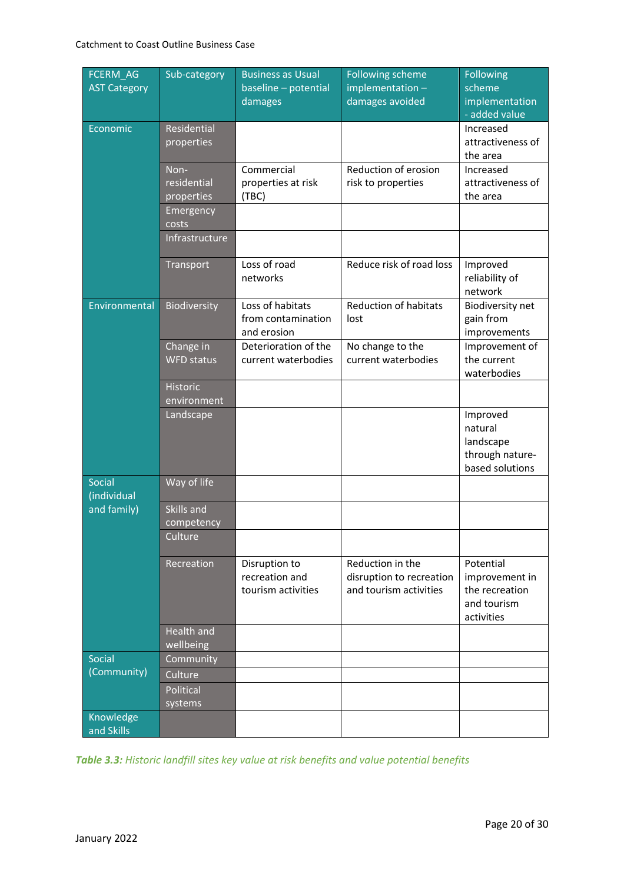| FCERM_AG AST Category | Sub-category | Business as Usual baseline – potential damages | Following scheme implementation – damages avoided | Following scheme implementation - added value |
|---|---|---|---|---|
| Economic | Residential properties | | | Increased attractiveness of the area |
| | Non-residential properties | Commercial properties at risk (TBC) | Reduction of erosion risk to properties | Increased attractiveness of the area |
| | Emergency costs | | | |
| | Infrastructure | | | |
| | Transport | Loss of road networks | Reduce risk of road loss | Improved reliability of network |
| Environmental | Biodiversity | Loss of habitats from contamination and erosion | Reduction of habitats lost | Biodiversity net gain from improvements |
| | Change in WFD status | Deterioration of the current waterbodies | No change to the current waterbodies | Improvement of the current waterbodies |
| | Historic environment | | | |
| | Landscape | | | Improved natural landscape through nature-based solutions |
| Social (individual and family) | Way of life | | | |
| | Skills and competency | | | |
| | Culture | | | |
| | Recreation | Disruption to recreation and tourism activities | Reduction in the disruption to recreation and tourism activities | Potential improvement in the recreation and tourism activities |
| | Health and wellbeing | | | |
| Social (Community) | Community | | | |
| | Culture | | | |
| | Political systems | | | |
| Knowledge and Skills | | | | |

***Table 3.3:*** *Historic landfill sites key value at risk benefits and value potential benefits*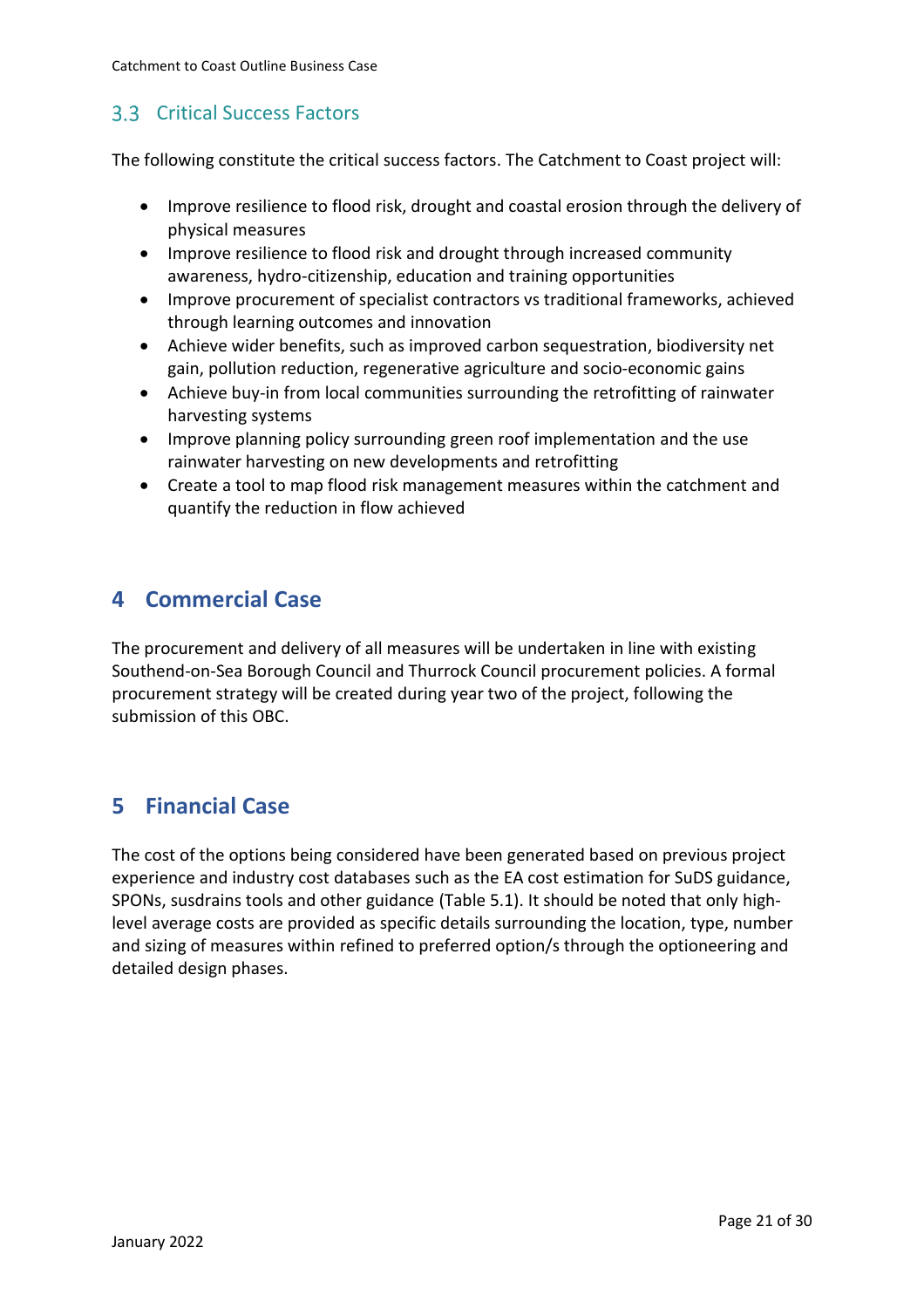## 3.3 Critical Success Factors

The following constitute the critical success factors. The Catchment to Coast project will:

- Improve resilience to flood risk, drought and coastal erosion through the delivery of physical measures
- Improve resilience to flood risk and drought through increased community awareness, hydro-citizenship, education and training opportunities
- Improve procurement of specialist contractors vs traditional frameworks, achieved through learning outcomes and innovation
- Achieve wider benefits, such as improved carbon sequestration, biodiversity net gain, pollution reduction, regenerative agriculture and socio-economic gains
- Achieve buy-in from local communities surrounding the retrofitting of rainwater harvesting systems
- Improve planning policy surrounding green roof implementation and the use rainwater harvesting on new developments and retrofitting
- Create a tool to map flood risk management measures within the catchment and quantify the reduction in flow achieved

# 4 Commercial Case

The procurement and delivery of all measures will be undertaken in line with existing Southend-on-Sea Borough Council and Thurrock Council procurement policies. A formal procurement strategy will be created during year two of the project, following the submission of this OBC.

# 5 Financial Case

The cost of the options being considered have been generated based on previous project experience and industry cost databases such as the EA cost estimation for SuDS guidance, SPONs, susdrains tools and other guidance (Table 5.1). It should be noted that only high-level average costs are provided as specific details surrounding the location, type, number and sizing of measures within refined to preferred option/s through the optioneering and detailed design phases.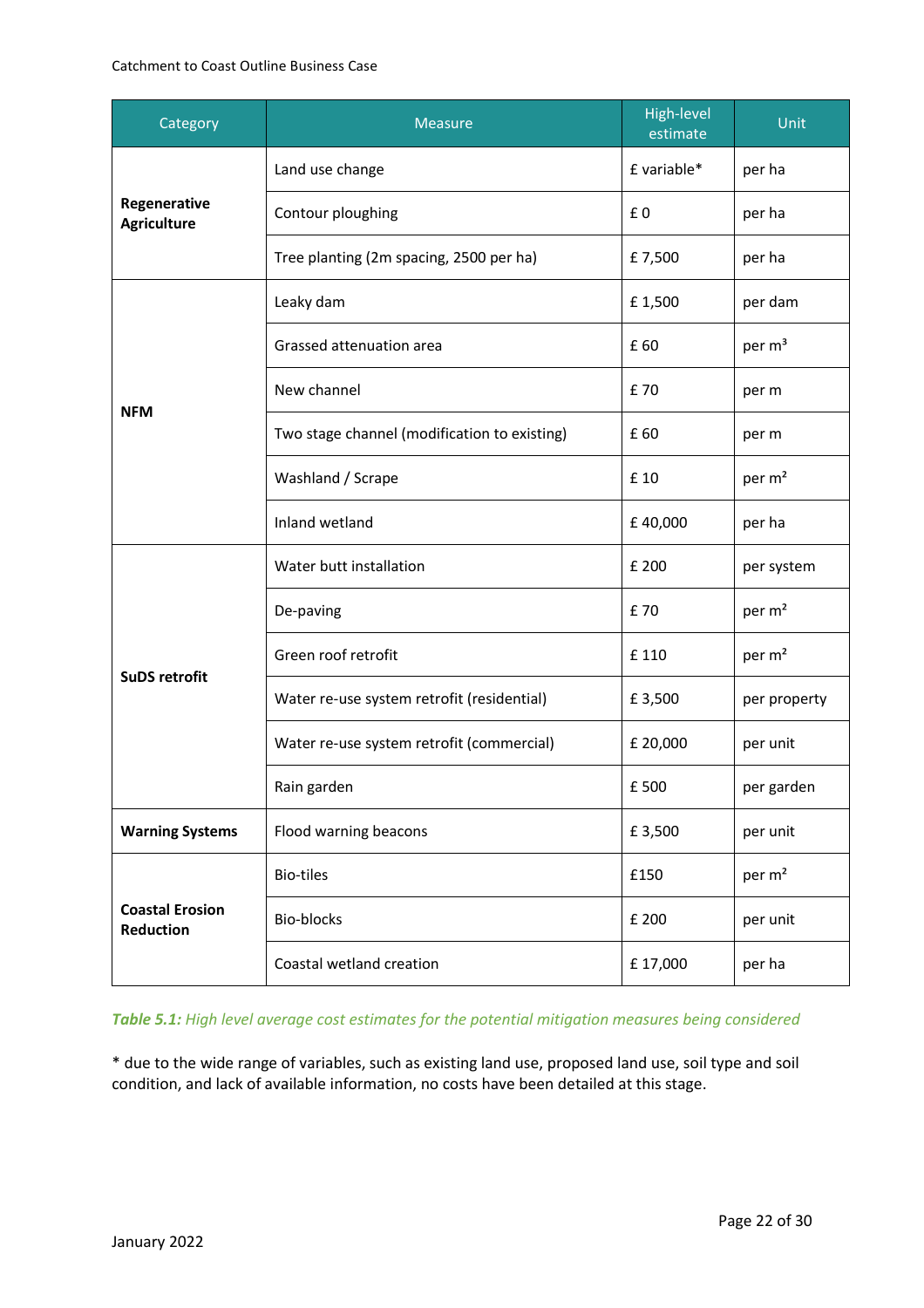| Category | Measure | High-level estimate | Unit |
|---|---|---|---|
| **Regenerative Agriculture** | Land use change | £ variable* | per ha |
| | Contour ploughing | £ 0 | per ha |
| | Tree planting (2m spacing, 2500 per ha) | £ 7,500 | per ha |
| **NFM** | Leaky dam | £ 1,500 | per dam |
| | Grassed attenuation area | £ 60 | per $m^3$ |
| | New channel | £ 70 | per m |
| | Two stage channel (modification to existing) | £ 60 | per m |
| | Washland / Scrape | £ 10 | per $m^2$ |
| | Inland wetland | £ 40,000 | per ha |
| **SuDS retrofit** | Water butt installation | £ 200 | per system |
| | De-paving | £ 70 | per $m^2$ |
| | Green roof retrofit | £ 110 | per $m^2$ |
| | Water re-use system retrofit (residential) | £ 3,500 | per property |
| | Water re-use system retrofit (commercial) | £ 20,000 | per unit |
| | Rain garden | £ 500 | per garden |
| **Warning Systems** | Flood warning beacons | £ 3,500 | per unit |
| **Coastal Erosion Reduction** | Bio-tiles | £150 | per $m^2$ |
| | Bio-blocks | £ 200 | per unit |
| | Coastal wetland creation | £ 17,000 | per ha |

***Table 5.1:*** *High level average cost estimates for the potential mitigation measures being considered*

* due to the wide range of variables, such as existing land use, proposed land use, soil type and soil condition, and lack of available information, no costs have been detailed at this stage.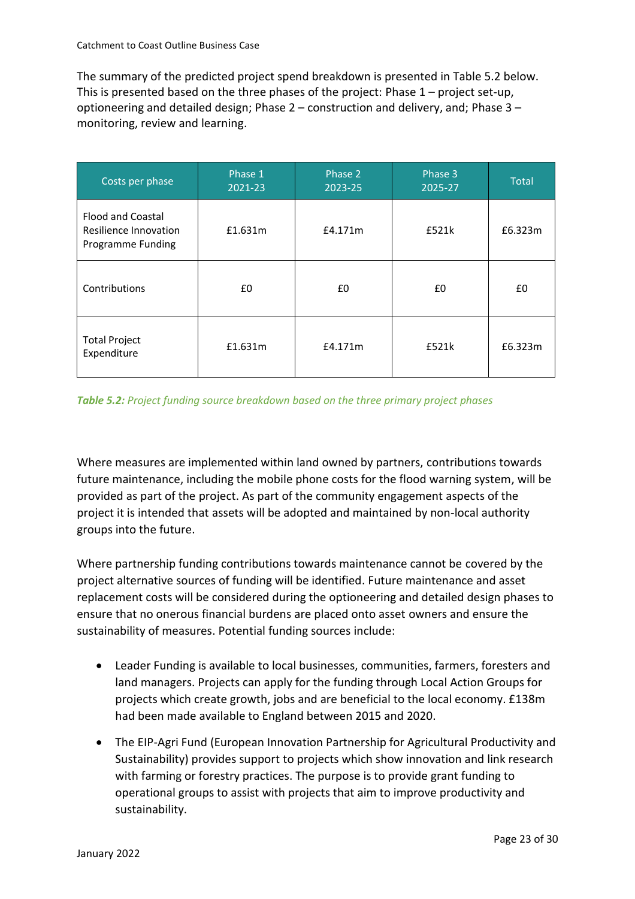The summary of the predicted project spend breakdown is presented in Table 5.2 below. This is presented based on the three phases of the project: Phase 1 – project set-up, optioneering and detailed design; Phase 2 – construction and delivery, and; Phase 3 – monitoring, review and learning.

| Costs per phase | Phase 1 2021-23 | Phase 2 2023-25 | Phase 3 2025-27 | Total |
|---|---|---|---|---|
| Flood and Coastal Resilience Innovation Programme Funding | £1.631m | £4.171m | £521k | £6.323m |
| Contributions | £0 | £0 | £0 | £0 |
| Total Project Expenditure | £1.631m | £4.171m | £521k | £6.323m |

***Table 5.2:*** *Project funding source breakdown based on the three primary project phases*

Where measures are implemented within land owned by partners, contributions towards future maintenance, including the mobile phone costs for the flood warning system, will be provided as part of the project. As part of the community engagement aspects of the project it is intended that assets will be adopted and maintained by non-local authority groups into the future.

Where partnership funding contributions towards maintenance cannot be covered by the project alternative sources of funding will be identified. Future maintenance and asset replacement costs will be considered during the optioneering and detailed design phases to ensure that no onerous financial burdens are placed onto asset owners and ensure the sustainability of measures. Potential funding sources include:

- Leader Funding is available to local businesses, communities, farmers, foresters and land managers. Projects can apply for the funding through Local Action Groups for projects which create growth, jobs and are beneficial to the local economy. £138m had been made available to England between 2015 and 2020.
- The EIP-Agri Fund (European Innovation Partnership for Agricultural Productivity and Sustainability) provides support to projects which show innovation and link research with farming or forestry practices. The purpose is to provide grant funding to operational groups to assist with projects that aim to improve productivity and sustainability.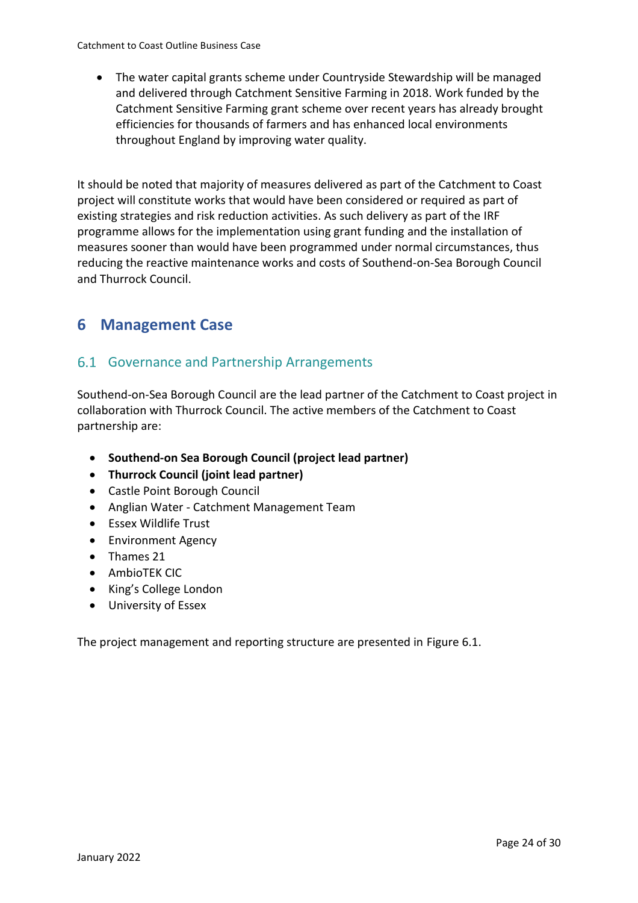- The water capital grants scheme under Countryside Stewardship will be managed and delivered through Catchment Sensitive Farming in 2018. Work funded by the Catchment Sensitive Farming grant scheme over recent years has already brought efficiencies for thousands of farmers and has enhanced local environments throughout England by improving water quality.

It should be noted that majority of measures delivered as part of the Catchment to Coast project will constitute works that would have been considered or required as part of existing strategies and risk reduction activities. As such delivery as part of the IRF programme allows for the implementation using grant funding and the installation of measures sooner than would have been programmed under normal circumstances, thus reducing the reactive maintenance works and costs of Southend-on-Sea Borough Council and Thurrock Council.

# 6 Management Case

## 6.1 Governance and Partnership Arrangements

Southend-on-Sea Borough Council are the lead partner of the Catchment to Coast project in collaboration with Thurrock Council. The active members of the Catchment to Coast partnership are:

- **Southend-on Sea Borough Council (project lead partner)**
- **Thurrock Council (joint lead partner)**
- Castle Point Borough Council
- Anglian Water - Catchment Management Team
- Essex Wildlife Trust
- Environment Agency
- Thames 21
- AmbioTEK CIC
- King's College London
- University of Essex

The project management and reporting structure are presented in Figure 6.1.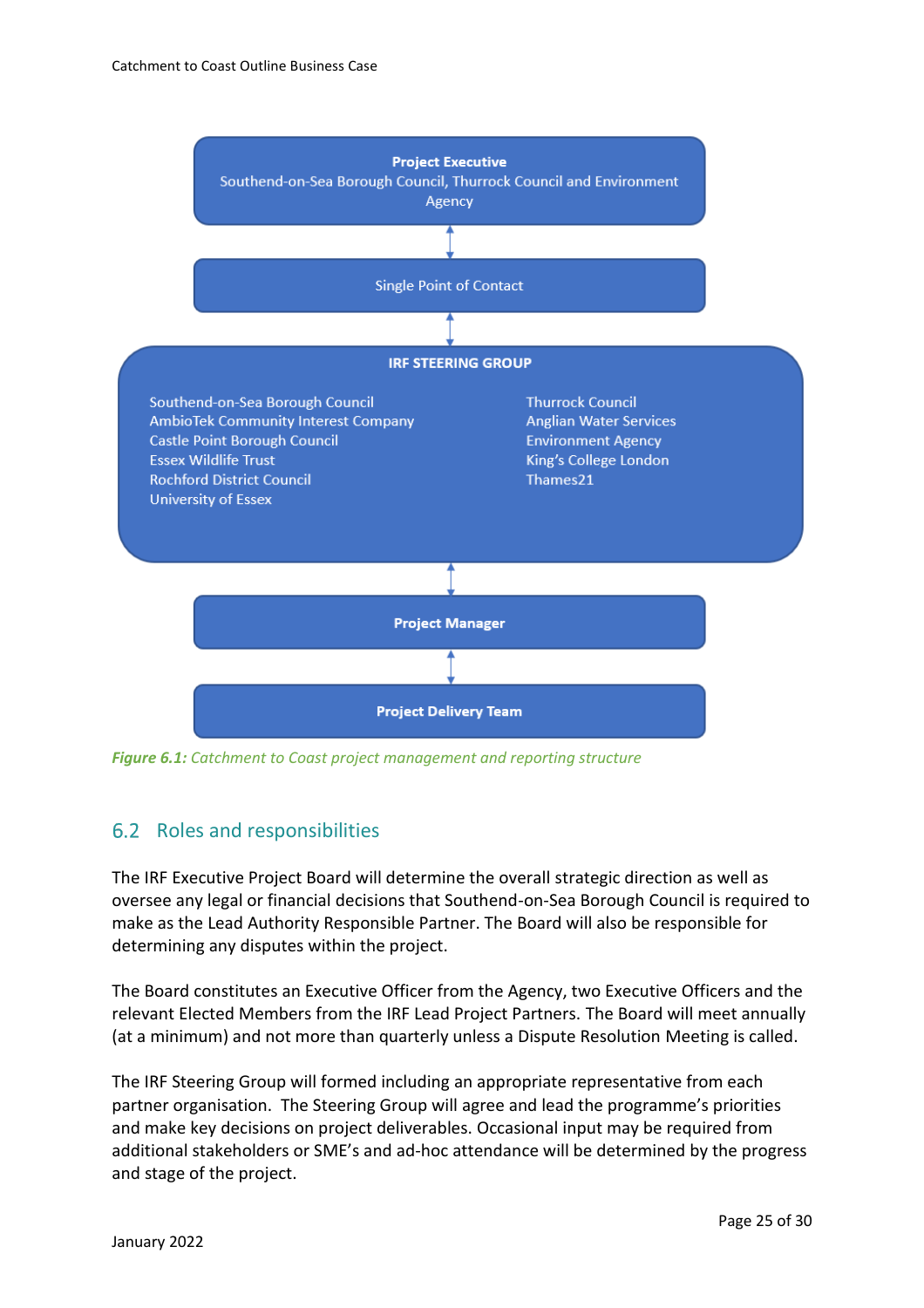**Project Executive**
Southend-on-Sea Borough Council, Thurrock Council and Environment Agency

↕

Single Point of Contact

↕

**IRF STEERING GROUP**

- Southend-on-Sea Borough Council
- AmbioTek Community Interest Company
- Castle Point Borough Council
- Essex Wildlife Trust
- Rochford District Council
- University of Essex
- Thurrock Council
- Anglian Water Services
- Environment Agency
- King's College London
- Thames21

↕

**Project Manager**

↕

**Project Delivery Team**

***Figure 6.1:*** *Catchment to Coast project management and reporting structure*

## 6.2 Roles and responsibilities

The IRF Executive Project Board will determine the overall strategic direction as well as oversee any legal or financial decisions that Southend-on-Sea Borough Council is required to make as the Lead Authority Responsible Partner. The Board will also be responsible for determining any disputes within the project.

The Board constitutes an Executive Officer from the Agency, two Executive Officers and the relevant Elected Members from the IRF Lead Project Partners. The Board will meet annually (at a minimum) and not more than quarterly unless a Dispute Resolution Meeting is called.

The IRF Steering Group will formed including an appropriate representative from each partner organisation. The Steering Group will agree and lead the programme's priorities and make key decisions on project deliverables. Occasional input may be required from additional stakeholders or SME's and ad-hoc attendance will be determined by the progress and stage of the project.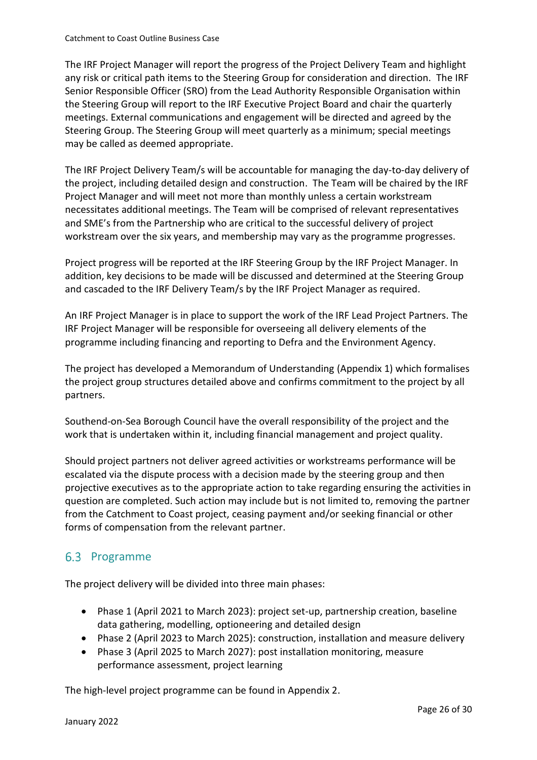The IRF Project Manager will report the progress of the Project Delivery Team and highlight any risk or critical path items to the Steering Group for consideration and direction. The IRF Senior Responsible Officer (SRO) from the Lead Authority Responsible Organisation within the Steering Group will report to the IRF Executive Project Board and chair the quarterly meetings. External communications and engagement will be directed and agreed by the Steering Group. The Steering Group will meet quarterly as a minimum; special meetings may be called as deemed appropriate.

The IRF Project Delivery Team/s will be accountable for managing the day-to-day delivery of the project, including detailed design and construction. The Team will be chaired by the IRF Project Manager and will meet not more than monthly unless a certain workstream necessitates additional meetings. The Team will be comprised of relevant representatives and SME's from the Partnership who are critical to the successful delivery of project workstream over the six years, and membership may vary as the programme progresses.

Project progress will be reported at the IRF Steering Group by the IRF Project Manager. In addition, key decisions to be made will be discussed and determined at the Steering Group and cascaded to the IRF Delivery Team/s by the IRF Project Manager as required.

An IRF Project Manager is in place to support the work of the IRF Lead Project Partners. The IRF Project Manager will be responsible for overseeing all delivery elements of the programme including financing and reporting to Defra and the Environment Agency.

The project has developed a Memorandum of Understanding (Appendix 1) which formalises the project group structures detailed above and confirms commitment to the project by all partners.

Southend-on-Sea Borough Council have the overall responsibility of the project and the work that is undertaken within it, including financial management and project quality.

Should project partners not deliver agreed activities or workstreams performance will be escalated via the dispute process with a decision made by the steering group and then projective executives as to the appropriate action to take regarding ensuring the activities in question are completed. Such action may include but is not limited to, removing the partner from the Catchment to Coast project, ceasing payment and/or seeking financial or other forms of compensation from the relevant partner.

## 6.3 Programme

The project delivery will be divided into three main phases:

- Phase 1 (April 2021 to March 2023): project set-up, partnership creation, baseline data gathering, modelling, optioneering and detailed design
- Phase 2 (April 2023 to March 2025): construction, installation and measure delivery
- Phase 3 (April 2025 to March 2027): post installation monitoring, measure performance assessment, project learning

The high-level project programme can be found in Appendix 2.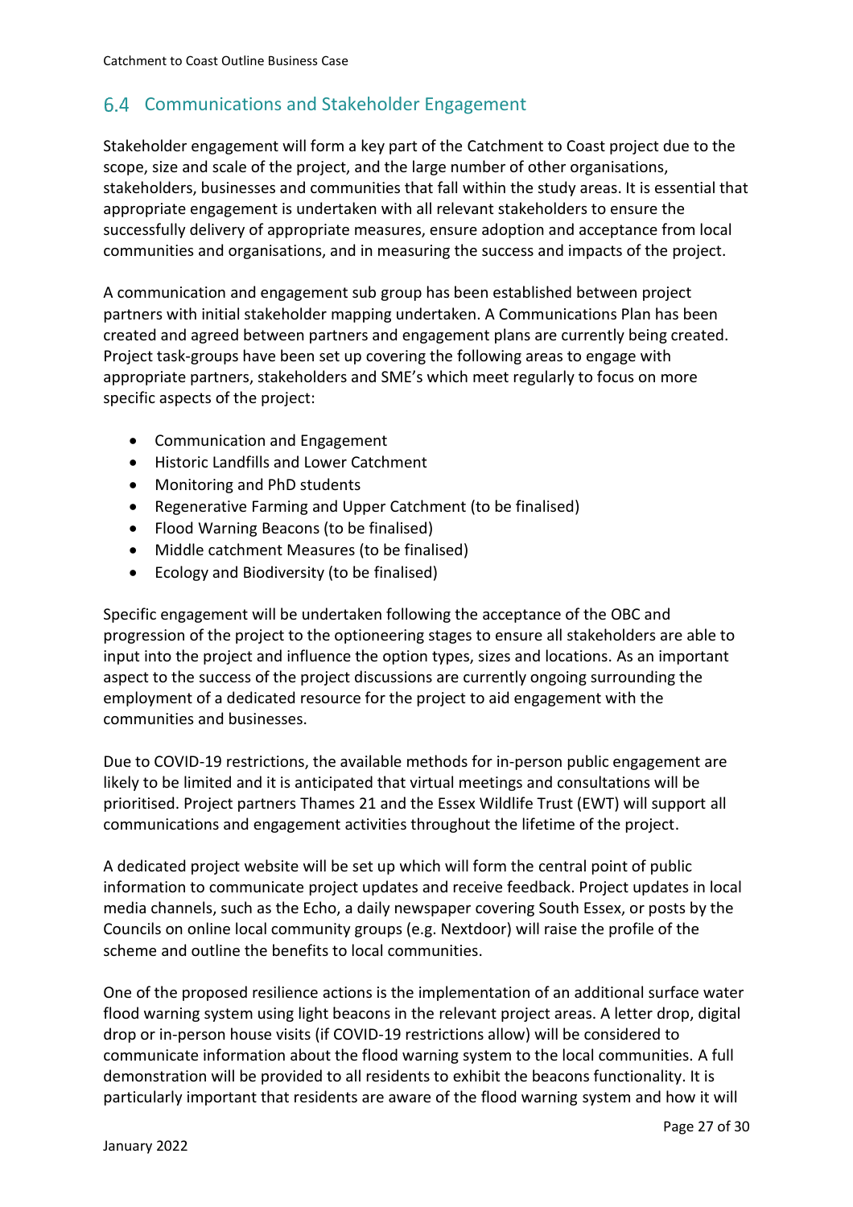## 6.4 Communications and Stakeholder Engagement

Stakeholder engagement will form a key part of the Catchment to Coast project due to the scope, size and scale of the project, and the large number of other organisations, stakeholders, businesses and communities that fall within the study areas. It is essential that appropriate engagement is undertaken with all relevant stakeholders to ensure the successfully delivery of appropriate measures, ensure adoption and acceptance from local communities and organisations, and in measuring the success and impacts of the project.

A communication and engagement sub group has been established between project partners with initial stakeholder mapping undertaken. A Communications Plan has been created and agreed between partners and engagement plans are currently being created. Project task-groups have been set up covering the following areas to engage with appropriate partners, stakeholders and SME's which meet regularly to focus on more specific aspects of the project:

- Communication and Engagement
- Historic Landfills and Lower Catchment
- Monitoring and PhD students
- Regenerative Farming and Upper Catchment (to be finalised)
- Flood Warning Beacons (to be finalised)
- Middle catchment Measures (to be finalised)
- Ecology and Biodiversity (to be finalised)

Specific engagement will be undertaken following the acceptance of the OBC and progression of the project to the optioneering stages to ensure all stakeholders are able to input into the project and influence the option types, sizes and locations. As an important aspect to the success of the project discussions are currently ongoing surrounding the employment of a dedicated resource for the project to aid engagement with the communities and businesses.

Due to COVID-19 restrictions, the available methods for in-person public engagement are likely to be limited and it is anticipated that virtual meetings and consultations will be prioritised. Project partners Thames 21 and the Essex Wildlife Trust (EWT) will support all communications and engagement activities throughout the lifetime of the project.

A dedicated project website will be set up which will form the central point of public information to communicate project updates and receive feedback. Project updates in local media channels, such as the Echo, a daily newspaper covering South Essex, or posts by the Councils on online local community groups (e.g. Nextdoor) will raise the profile of the scheme and outline the benefits to local communities.

One of the proposed resilience actions is the implementation of an additional surface water flood warning system using light beacons in the relevant project areas. A letter drop, digital drop or in-person house visits (if COVID-19 restrictions allow) will be considered to communicate information about the flood warning system to the local communities. A full demonstration will be provided to all residents to exhibit the beacons functionality. It is particularly important that residents are aware of the flood warning system and how it will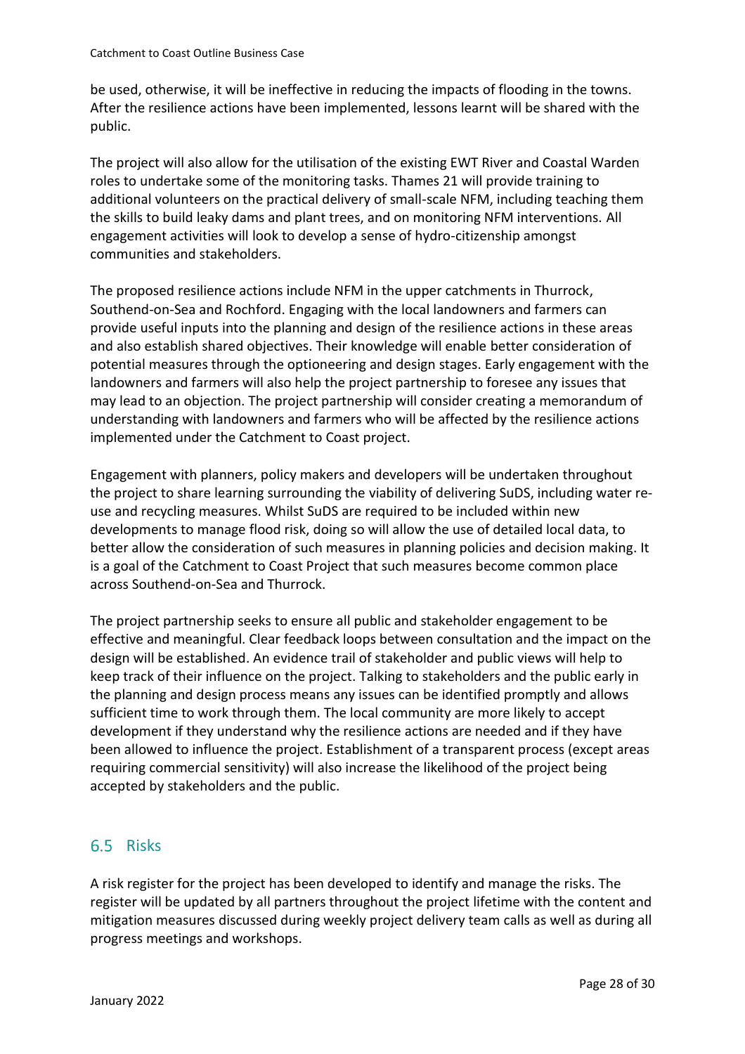be used, otherwise, it will be ineffective in reducing the impacts of flooding in the towns. After the resilience actions have been implemented, lessons learnt will be shared with the public.

The project will also allow for the utilisation of the existing EWT River and Coastal Warden roles to undertake some of the monitoring tasks. Thames 21 will provide training to additional volunteers on the practical delivery of small-scale NFM, including teaching them the skills to build leaky dams and plant trees, and on monitoring NFM interventions. All engagement activities will look to develop a sense of hydro-citizenship amongst communities and stakeholders.

The proposed resilience actions include NFM in the upper catchments in Thurrock, Southend-on-Sea and Rochford. Engaging with the local landowners and farmers can provide useful inputs into the planning and design of the resilience actions in these areas and also establish shared objectives. Their knowledge will enable better consideration of potential measures through the optioneering and design stages. Early engagement with the landowners and farmers will also help the project partnership to foresee any issues that may lead to an objection. The project partnership will consider creating a memorandum of understanding with landowners and farmers who will be affected by the resilience actions implemented under the Catchment to Coast project.

Engagement with planners, policy makers and developers will be undertaken throughout the project to share learning surrounding the viability of delivering SuDS, including water re-use and recycling measures. Whilst SuDS are required to be included within new developments to manage flood risk, doing so will allow the use of detailed local data, to better allow the consideration of such measures in planning policies and decision making. It is a goal of the Catchment to Coast Project that such measures become common place across Southend-on-Sea and Thurrock.

The project partnership seeks to ensure all public and stakeholder engagement to be effective and meaningful. Clear feedback loops between consultation and the impact on the design will be established. An evidence trail of stakeholder and public views will help to keep track of their influence on the project. Talking to stakeholders and the public early in the planning and design process means any issues can be identified promptly and allows sufficient time to work through them. The local community are more likely to accept development if they understand why the resilience actions are needed and if they have been allowed to influence the project. Establishment of a transparent process (except areas requiring commercial sensitivity) will also increase the likelihood of the project being accepted by stakeholders and the public.

## 6.5 Risks

A risk register for the project has been developed to identify and manage the risks. The register will be updated by all partners throughout the project lifetime with the content and mitigation measures discussed during weekly project delivery team calls as well as during all progress meetings and workshops.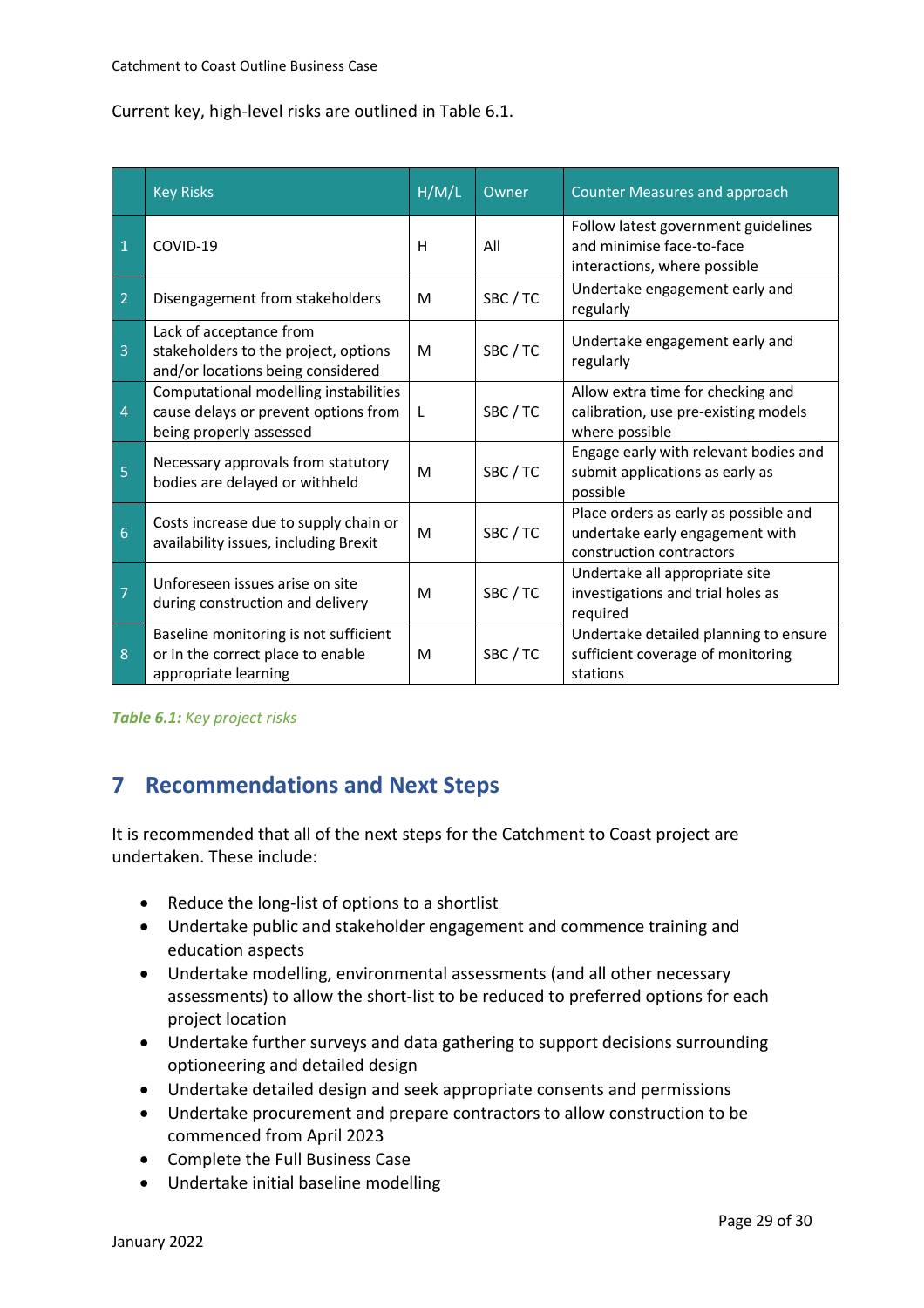Current key, high-level risks are outlined in Table 6.1.

| | Key Risks | H/M/L | Owner | Counter Measures and approach |
|---|---|---|---|---|
| 1 | COVID-19 | H | All | Follow latest government guidelines and minimise face-to-face interactions, where possible |
| 2 | Disengagement from stakeholders | M | SBC / TC | Undertake engagement early and regularly |
| 3 | Lack of acceptance from stakeholders to the project, options and/or locations being considered | M | SBC / TC | Undertake engagement early and regularly |
| 4 | Computational modelling instabilities cause delays or prevent options from being properly assessed | L | SBC / TC | Allow extra time for checking and calibration, use pre-existing models where possible |
| 5 | Necessary approvals from statutory bodies are delayed or withheld | M | SBC / TC | Engage early with relevant bodies and submit applications as early as possible |
| 6 | Costs increase due to supply chain or availability issues, including Brexit | M | SBC / TC | Place orders as early as possible and undertake early engagement with construction contractors |
| 7 | Unforeseen issues arise on site during construction and delivery | M | SBC / TC | Undertake all appropriate site investigations and trial holes as required |
| 8 | Baseline monitoring is not sufficient or in the correct place to enable appropriate learning | M | SBC / TC | Undertake detailed planning to ensure sufficient coverage of monitoring stations |

***Table 6.1:*** *Key project risks*

# 7 Recommendations and Next Steps

It is recommended that all of the next steps for the Catchment to Coast project are undertaken. These include:

- Reduce the long-list of options to a shortlist
- Undertake public and stakeholder engagement and commence training and education aspects
- Undertake modelling, environmental assessments (and all other necessary assessments) to allow the short-list to be reduced to preferred options for each project location
- Undertake further surveys and data gathering to support decisions surrounding optioneering and detailed design
- Undertake detailed design and seek appropriate consents and permissions
- Undertake procurement and prepare contractors to allow construction to be commenced from April 2023
- Complete the Full Business Case
- Undertake initial baseline modelling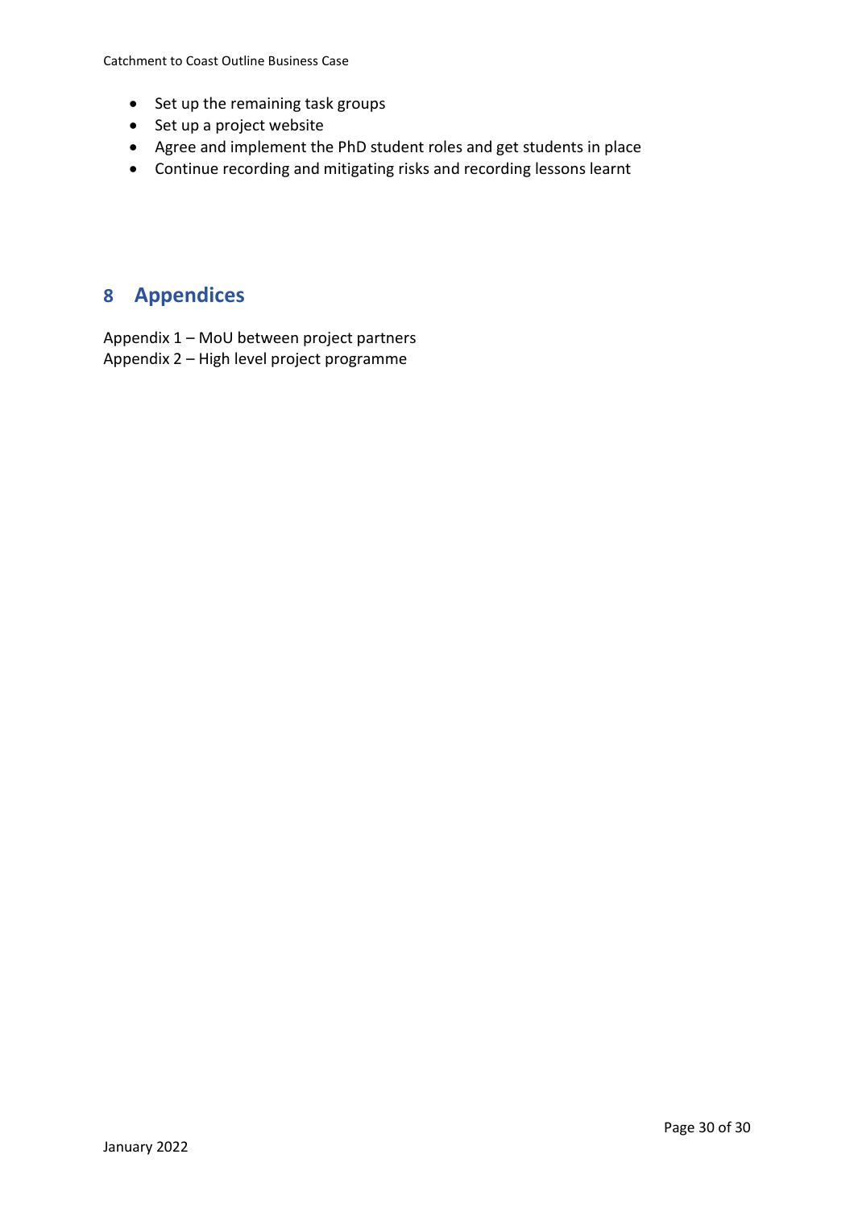- Set up the remaining task groups
- Set up a project website
- Agree and implement the PhD student roles and get students in place
- Continue recording and mitigating risks and recording lessons learnt

# 8 Appendices

Appendix 1 – MoU between project partners
Appendix 2 – High level project programme